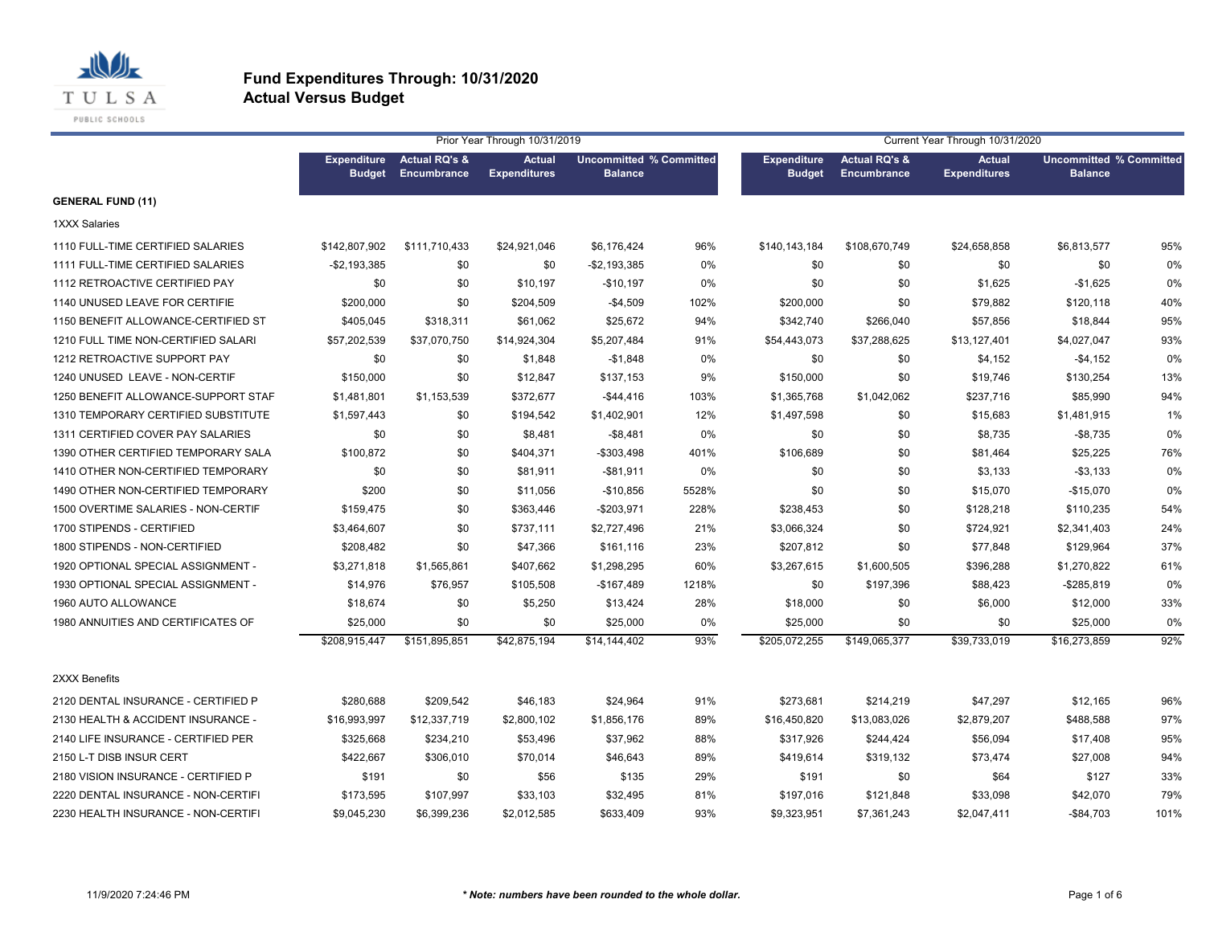# Fund Expenditures Through: 10/31/2020
## Actual Versus Budget

| | Prior Year Through 10/31/2019 | | | | | Current Year Through 10/31/2020 | | | | |
|---|---|---|---|---|---|---|---|---|---|---|
| | Expenditure Budget | Actual RQ's & Encumbrance | Actual Expenditures | Uncommitted Balance | % Committed | Expenditure Budget | Actual RQ's & Encumbrance | Actual Expenditures | Uncommitted Balance | % Committed |
| **GENERAL FUND (11)** | | | | | | | | | | |
| 1XXX Salaries | | | | | | | | | | |
| 1110 FULL-TIME CERTIFIED SALARIES | $142,807,902 | $111,710,433 | $24,921,046 | $6,176,424 | 96% | $140,143,184 | $108,670,749 | $24,658,858 | $6,813,577 | 95% |
| 1111 FULL-TIME CERTIFIED SALARIES | -$2,193,385 | $0 | $0 | -$2,193,385 | 0% | $0 | $0 | $0 | $0 | 0% |
| 1112 RETROACTIVE CERTIFIED PAY | $0 | $0 | $10,197 | -$10,197 | 0% | $0 | $0 | $1,625 | -$1,625 | 0% |
| 1140 UNUSED LEAVE FOR CERTIFIE | $200,000 | $0 | $204,509 | -$4,509 | 102% | $200,000 | $0 | $79,882 | $120,118 | 40% |
| 1150 BENEFIT ALLOWANCE-CERTIFIED ST | $405,045 | $318,311 | $61,062 | $25,672 | 94% | $342,740 | $266,040 | $57,856 | $18,844 | 95% |
| 1210 FULL TIME NON-CERTIFIED SALARI | $57,202,539 | $37,070,750 | $14,924,304 | $5,207,484 | 91% | $54,443,073 | $37,288,625 | $13,127,401 | $4,027,047 | 93% |
| 1212 RETROACTIVE SUPPORT PAY | $0 | $0 | $1,848 | -$1,848 | 0% | $0 | $0 | $4,152 | -$4,152 | 0% |
| 1240 UNUSED LEAVE - NON-CERTIF | $150,000 | $0 | $12,847 | $137,153 | 9% | $150,000 | $0 | $19,746 | $130,254 | 13% |
| 1250 BENEFIT ALLOWANCE-SUPPORT STAF | $1,481,801 | $1,153,539 | $372,677 | -$44,416 | 103% | $1,365,768 | $1,042,062 | $237,716 | $85,990 | 94% |
| 1310 TEMPORARY CERTIFIED SUBSTITUTE | $1,597,443 | $0 | $194,542 | $1,402,901 | 12% | $1,497,598 | $0 | $15,683 | $1,481,915 | 1% |
| 1311 CERTIFIED COVER PAY SALARIES | $0 | $0 | $8,481 | -$8,481 | 0% | $0 | $0 | $8,735 | -$8,735 | 0% |
| 1390 OTHER CERTIFIED TEMPORARY SALA | $100,872 | $0 | $404,371 | -$303,498 | 401% | $106,689 | $0 | $81,464 | $25,225 | 76% |
| 1410 OTHER NON-CERTIFIED TEMPORARY | $0 | $0 | $81,911 | -$81,911 | 0% | $0 | $0 | $3,133 | -$3,133 | 0% |
| 1490 OTHER NON-CERTIFIED TEMPORARY | $200 | $0 | $11,056 | -$10,856 | 5528% | $0 | $0 | $15,070 | -$15,070 | 0% |
| 1500 OVERTIME SALARIES - NON-CERTIF | $159,475 | $0 | $363,446 | -$203,971 | 228% | $238,453 | $0 | $128,218 | $110,235 | 54% |
| 1700 STIPENDS - CERTIFIED | $3,464,607 | $0 | $737,111 | $2,727,496 | 21% | $3,066,324 | $0 | $724,921 | $2,341,403 | 24% |
| 1800 STIPENDS - NON-CERTIFIED | $208,482 | $0 | $47,366 | $161,116 | 23% | $207,812 | $0 | $77,848 | $129,964 | 37% |
| 1920 OPTIONAL SPECIAL ASSIGNMENT - | $3,271,818 | $1,565,861 | $407,662 | $1,298,295 | 60% | $3,267,615 | $1,600,505 | $396,288 | $1,270,822 | 61% |
| 1930 OPTIONAL SPECIAL ASSIGNMENT - | $14,976 | $76,957 | $105,508 | -$167,489 | 1218% | $0 | $197,396 | $88,423 | -$285,819 | 0% |
| 1960 AUTO ALLOWANCE | $18,674 | $0 | $5,250 | $13,424 | 28% | $18,000 | $0 | $6,000 | $12,000 | 33% |
| 1980 ANNUITIES AND CERTIFICATES OF | $25,000 | $0 | $0 | $25,000 | 0% | $25,000 | $0 | $0 | $25,000 | 0% |
| | $208,915,447 | $151,895,851 | $42,875,194 | $14,144,402 | 93% | $205,072,255 | $149,065,377 | $39,733,019 | $16,273,859 | 92% |
| 2XXX Benefits | | | | | | | | | | |
| 2120 DENTAL INSURANCE - CERTIFIED P | $280,688 | $209,542 | $46,183 | $24,964 | 91% | $273,681 | $214,219 | $47,297 | $12,165 | 96% |
| 2130 HEALTH & ACCIDENT INSURANCE - | $16,993,997 | $12,337,719 | $2,800,102 | $1,856,176 | 89% | $16,450,820 | $13,083,026 | $2,879,207 | $488,588 | 97% |
| 2140 LIFE INSURANCE - CERTIFIED PER | $325,668 | $234,210 | $53,496 | $37,962 | 88% | $317,926 | $244,424 | $56,094 | $17,408 | 95% |
| 2150 L-T DISB INSUR CERT | $422,667 | $306,010 | $70,014 | $46,643 | 89% | $419,614 | $319,132 | $73,474 | $27,008 | 94% |
| 2180 VISION INSURANCE - CERTIFIED P | $191 | $0 | $56 | $135 | 29% | $191 | $0 | $64 | $127 | 33% |
| 2220 DENTAL INSURANCE - NON-CERTIFI | $173,595 | $107,997 | $33,103 | $32,495 | 81% | $197,016 | $121,848 | $33,098 | $42,070 | 79% |
| 2230 HEALTH INSURANCE - NON-CERTIFI | $9,045,230 | $6,399,236 | $2,012,585 | $633,409 | 93% | $9,323,951 | $7,361,243 | $2,047,411 | -$84,703 | 101% |

11/9/2020 7:24:46 PM

***Note: numbers have been rounded to the whole dollar.***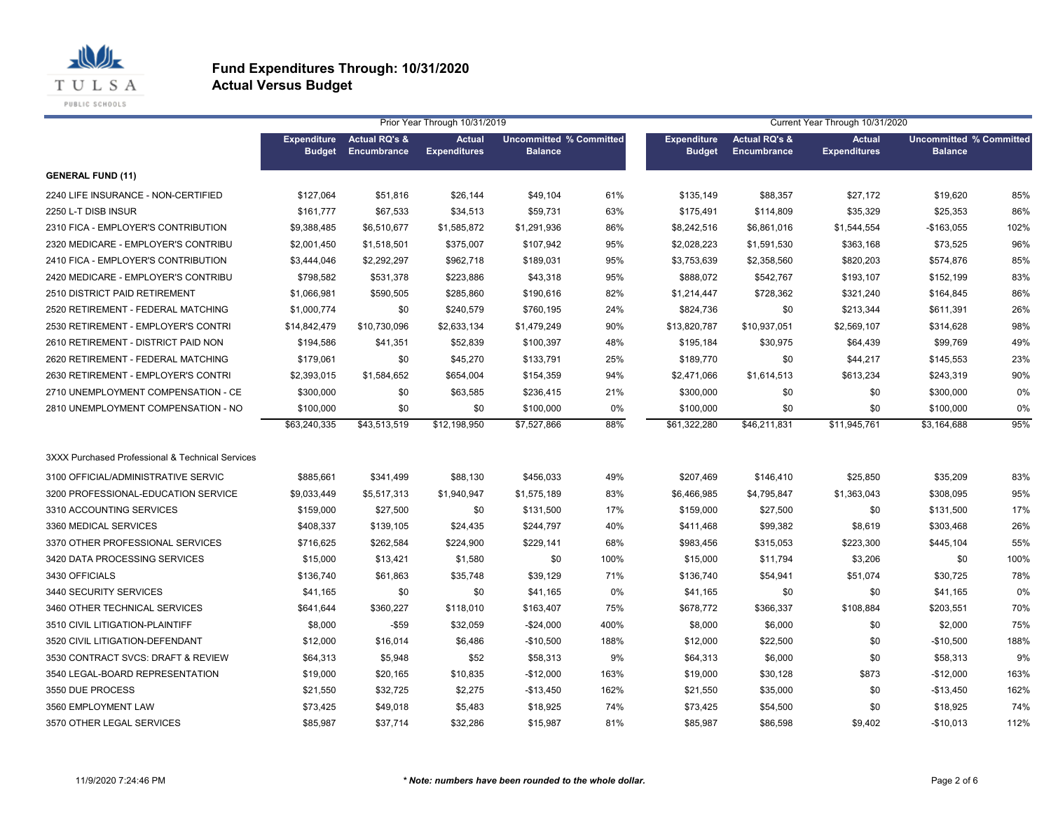# Fund Expenditures Through: 10/31/2020
## Actual Versus Budget

| | Prior Year Through 10/31/2019 | | | | | Current Year Through 10/31/2020 | | | | |
|---|---|---|---|---|---|---|---|---|---|---|
| | Expenditure Budget | Actual RQ's & Encumbrance | Actual Expenditures | Uncommitted Balance | % Committed | Expenditure Budget | Actual RQ's & Encumbrance | Actual Expenditures | Uncommitted Balance | % Committed |
| **GENERAL FUND (11)** | | | | | | | | | | |
| 2240 LIFE INSURANCE - NON-CERTIFIED | $127,064 | $51,816 | $26,144 | $49,104 | 61% | $135,149 | $88,357 | $27,172 | $19,620 | 85% |
| 2250 L-T DISB INSUR | $161,777 | $67,533 | $34,513 | $59,731 | 63% | $175,491 | $114,809 | $35,329 | $25,353 | 86% |
| 2310 FICA - EMPLOYER'S CONTRIBUTION | $9,388,485 | $6,510,677 | $1,585,872 | $1,291,936 | 86% | $8,242,516 | $6,861,016 | $1,544,554 | -$163,055 | 102% |
| 2320 MEDICARE - EMPLOYER'S CONTRIBU | $2,001,450 | $1,518,501 | $375,007 | $107,942 | 95% | $2,028,223 | $1,591,530 | $363,168 | $73,525 | 96% |
| 2410 FICA - EMPLOYER'S CONTRIBUTION | $3,444,046 | $2,292,297 | $962,718 | $189,031 | 95% | $3,753,639 | $2,358,560 | $820,203 | $574,876 | 85% |
| 2420 MEDICARE - EMPLOYER'S CONTRIBU | $798,582 | $531,378 | $223,886 | $43,318 | 95% | $888,072 | $542,767 | $193,107 | $152,199 | 83% |
| 2510 DISTRICT PAID RETIREMENT | $1,066,981 | $590,505 | $285,860 | $190,616 | 82% | $1,214,447 | $728,362 | $321,240 | $164,845 | 86% |
| 2520 RETIREMENT - FEDERAL MATCHING | $1,000,774 | $0 | $240,579 | $760,195 | 24% | $824,736 | $0 | $213,344 | $611,391 | 26% |
| 2530 RETIREMENT - EMPLOYER'S CONTRI | $14,842,479 | $10,730,096 | $2,633,134 | $1,479,249 | 90% | $13,820,787 | $10,937,051 | $2,569,107 | $314,628 | 98% |
| 2610 RETIREMENT - DISTRICT PAID NON | $194,586 | $41,351 | $52,839 | $100,397 | 48% | $195,184 | $30,975 | $64,439 | $99,769 | 49% |
| 2620 RETIREMENT - FEDERAL MATCHING | $179,061 | $0 | $45,270 | $133,791 | 25% | $189,770 | $0 | $44,217 | $145,553 | 23% |
| 2630 RETIREMENT - EMPLOYER'S CONTRI | $2,393,015 | $1,584,652 | $654,004 | $154,359 | 94% | $2,471,066 | $1,614,513 | $613,234 | $243,319 | 90% |
| 2710 UNEMPLOYMENT COMPENSATION - CE | $300,000 | $0 | $63,585 | $236,415 | 21% | $300,000 | $0 | $0 | $300,000 | 0% |
| 2810 UNEMPLOYMENT COMPENSATION - NO | $100,000 | $0 | $0 | $100,000 | 0% | $100,000 | $0 | $0 | $100,000 | 0% |
| | $63,240,335 | $43,513,519 | $12,198,950 | $7,527,866 | 88% | $61,322,280 | $46,211,831 | $11,945,761 | $3,164,688 | 95% |
| 3XXX Purchased Professional & Technical Services | | | | | | | | | | |
| 3100 OFFICIAL/ADMINISTRATIVE SERVIC | $885,661 | $341,499 | $88,130 | $456,033 | 49% | $207,469 | $146,410 | $25,850 | $35,209 | 83% |
| 3200 PROFESSIONAL-EDUCATION SERVICE | $9,033,449 | $5,517,313 | $1,940,947 | $1,575,189 | 83% | $6,466,985 | $4,795,847 | $1,363,043 | $308,095 | 95% |
| 3310 ACCOUNTING SERVICES | $159,000 | $27,500 | $0 | $131,500 | 17% | $159,000 | $27,500 | $0 | $131,500 | 17% |
| 3360 MEDICAL SERVICES | $408,337 | $139,105 | $24,435 | $244,797 | 40% | $411,468 | $99,382 | $8,619 | $303,468 | 26% |
| 3370 OTHER PROFESSIONAL SERVICES | $716,625 | $262,584 | $224,900 | $229,141 | 68% | $983,456 | $315,053 | $223,300 | $445,104 | 55% |
| 3420 DATA PROCESSING SERVICES | $15,000 | $13,421 | $1,580 | $0 | 100% | $15,000 | $11,794 | $3,206 | $0 | 100% |
| 3430 OFFICIALS | $136,740 | $61,863 | $35,748 | $39,129 | 71% | $136,740 | $54,941 | $51,074 | $30,725 | 78% |
| 3440 SECURITY SERVICES | $41,165 | $0 | $0 | $41,165 | 0% | $41,165 | $0 | $0 | $41,165 | 0% |
| 3460 OTHER TECHNICAL SERVICES | $641,644 | $360,227 | $118,010 | $163,407 | 75% | $678,772 | $366,337 | $108,884 | $203,551 | 70% |
| 3510 CIVIL LITIGATION-PLAINTIFF | $8,000 | -$59 | $32,059 | -$24,000 | 400% | $8,000 | $6,000 | $0 | $2,000 | 75% |
| 3520 CIVIL LITIGATION-DEFENDANT | $12,000 | $16,014 | $6,486 | -$10,500 | 188% | $12,000 | $22,500 | $0 | -$10,500 | 188% |
| 3530 CONTRACT SVCS: DRAFT & REVIEW | $64,313 | $5,948 | $52 | $58,313 | 9% | $64,313 | $6,000 | $0 | $58,313 | 9% |
| 3540 LEGAL-BOARD REPRESENTATION | $19,000 | $20,165 | $10,835 | -$12,000 | 163% | $19,000 | $30,128 | $873 | -$12,000 | 163% |
| 3550 DUE PROCESS | $21,550 | $32,725 | $2,275 | -$13,450 | 162% | $21,550 | $35,000 | $0 | -$13,450 | 162% |
| 3560 EMPLOYMENT LAW | $73,425 | $49,018 | $5,483 | $18,925 | 74% | $73,425 | $54,500 | $0 | $18,925 | 74% |
| 3570 OTHER LEGAL SERVICES | $85,987 | $37,714 | $32,286 | $15,987 | 81% | $85,987 | $86,598 | $9,402 | -$10,013 | 112% |

11/9/2020 7:24:46 PM

*** Note: numbers have been rounded to the whole dollar.**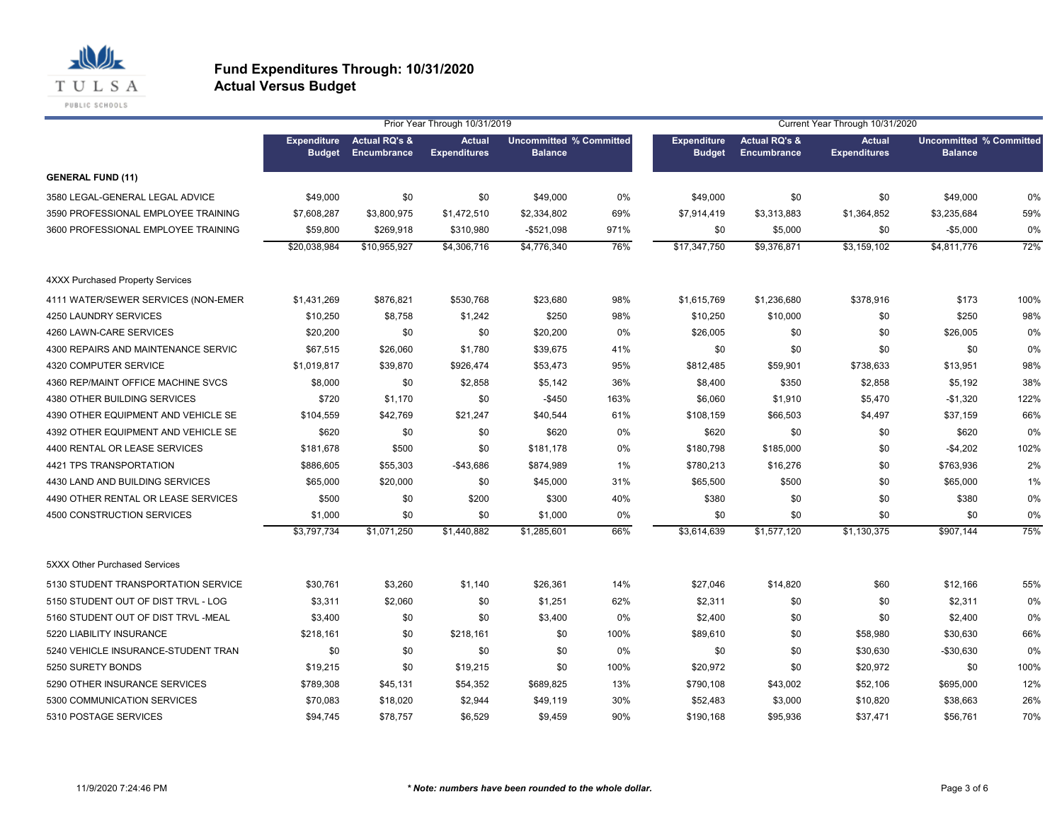# Fund Expenditures Through: 10/31/2020
## Actual Versus Budget

| | Prior Year Through 10/31/2019 | | | | | Current Year Through 10/31/2020 | | | | |
|---|---|---|---|---|---|---|---|---|---|---|
| | Expenditure Budget | Actual RQ's & Encumbrance | Actual Expenditures | Uncommitted Balance | % Committed | Expenditure Budget | Actual RQ's & Encumbrance | Actual Expenditures | Uncommitted Balance | % Committed |
| **GENERAL FUND (11)** | | | | | | | | | | |
| 3580 LEGAL-GENERAL LEGAL ADVICE | $49,000 | $0 | $0 | $49,000 | 0% | $49,000 | $0 | $0 | $49,000 | 0% |
| 3590 PROFESSIONAL EMPLOYEE TRAINING | $7,608,287 | $3,800,975 | $1,472,510 | $2,334,802 | 69% | $7,914,419 | $3,313,883 | $1,364,852 | $3,235,684 | 59% |
| 3600 PROFESSIONAL EMPLOYEE TRAINING | $59,800 | $269,918 | $310,980 | -$521,098 | 971% | $0 | $5,000 | $0 | -$5,000 | 0% |
| | $20,038,984 | $10,955,927 | $4,306,716 | $4,776,340 | 76% | $17,347,750 | $9,376,871 | $3,159,102 | $4,811,776 | 72% |
| 4XXX Purchased Property Services | | | | | | | | | | |
| 4111 WATER/SEWER SERVICES (NON-EMER | $1,431,269 | $876,821 | $530,768 | $23,680 | 98% | $1,615,769 | $1,236,680 | $378,916 | $173 | 100% |
| 4250 LAUNDRY SERVICES | $10,250 | $8,758 | $1,242 | $250 | 98% | $10,250 | $10,000 | $0 | $250 | 98% |
| 4260 LAWN-CARE SERVICES | $20,200 | $0 | $0 | $20,200 | 0% | $26,005 | $0 | $0 | $26,005 | 0% |
| 4300 REPAIRS AND MAINTENANCE SERVIC | $67,515 | $26,060 | $1,780 | $39,675 | 41% | $0 | $0 | $0 | $0 | 0% |
| 4320 COMPUTER SERVICE | $1,019,817 | $39,870 | $926,474 | $53,473 | 95% | $812,485 | $59,901 | $738,633 | $13,951 | 98% |
| 4360 REP/MAINT OFFICE MACHINE SVCS | $8,000 | $0 | $2,858 | $5,142 | 36% | $8,400 | $350 | $2,858 | $5,192 | 38% |
| 4380 OTHER BUILDING SERVICES | $720 | $1,170 | $0 | -$450 | 163% | $6,060 | $1,910 | $5,470 | -$1,320 | 122% |
| 4390 OTHER EQUIPMENT AND VEHICLE SE | $104,559 | $42,769 | $21,247 | $40,544 | 61% | $108,159 | $66,503 | $4,497 | $37,159 | 66% |
| 4392 OTHER EQUIPMENT AND VEHICLE SE | $620 | $0 | $0 | $620 | 0% | $620 | $0 | $0 | $620 | 0% |
| 4400 RENTAL OR LEASE SERVICES | $181,678 | $500 | $0 | $181,178 | 0% | $180,798 | $185,000 | $0 | -$4,202 | 102% |
| 4421 TPS TRANSPORTATION | $886,605 | $55,303 | -$43,686 | $874,989 | 1% | $780,213 | $16,276 | $0 | $763,936 | 2% |
| 4430 LAND AND BUILDING SERVICES | $65,000 | $20,000 | $0 | $45,000 | 31% | $65,500 | $500 | $0 | $65,000 | 1% |
| 4490 OTHER RENTAL OR LEASE SERVICES | $500 | $0 | $200 | $300 | 40% | $380 | $0 | $0 | $380 | 0% |
| 4500 CONSTRUCTION SERVICES | $1,000 | $0 | $0 | $1,000 | 0% | $0 | $0 | $0 | $0 | 0% |
| | $3,797,734 | $1,071,250 | $1,440,882 | $1,285,601 | 66% | $3,614,639 | $1,577,120 | $1,130,375 | $907,144 | 75% |
| 5XXX Other Purchased Services | | | | | | | | | | |
| 5130 STUDENT TRANSPORTATION SERVICE | $30,761 | $3,260 | $1,140 | $26,361 | 14% | $27,046 | $14,820 | $60 | $12,166 | 55% |
| 5150 STUDENT OUT OF DIST TRVL - LOG | $3,311 | $2,060 | $0 | $1,251 | 62% | $2,311 | $0 | $0 | $2,311 | 0% |
| 5160 STUDENT OUT OF DIST TRVL -MEAL | $3,400 | $0 | $0 | $3,400 | 0% | $2,400 | $0 | $0 | $2,400 | 0% |
| 5220 LIABILITY INSURANCE | $218,161 | $0 | $218,161 | $0 | 100% | $89,610 | $0 | $58,980 | $30,630 | 66% |
| 5240 VEHICLE INSURANCE-STUDENT TRAN | $0 | $0 | $0 | $0 | 0% | $0 | $0 | $30,630 | -$30,630 | 0% |
| 5250 SURETY BONDS | $19,215 | $0 | $19,215 | $0 | 100% | $20,972 | $0 | $20,972 | $0 | 100% |
| 5290 OTHER INSURANCE SERVICES | $789,308 | $45,131 | $54,352 | $689,825 | 13% | $790,108 | $43,002 | $52,106 | $695,000 | 12% |
| 5300 COMMUNICATION SERVICES | $70,083 | $18,020 | $2,944 | $49,119 | 30% | $52,483 | $3,000 | $10,820 | $38,663 | 26% |
| 5310 POSTAGE SERVICES | $94,745 | $78,757 | $6,529 | $9,459 | 90% | $190,168 | $95,936 | $37,471 | $56,761 | 70% |

11/9/2020 7:24:46 PM

***Note: numbers have been rounded to the whole dollar.***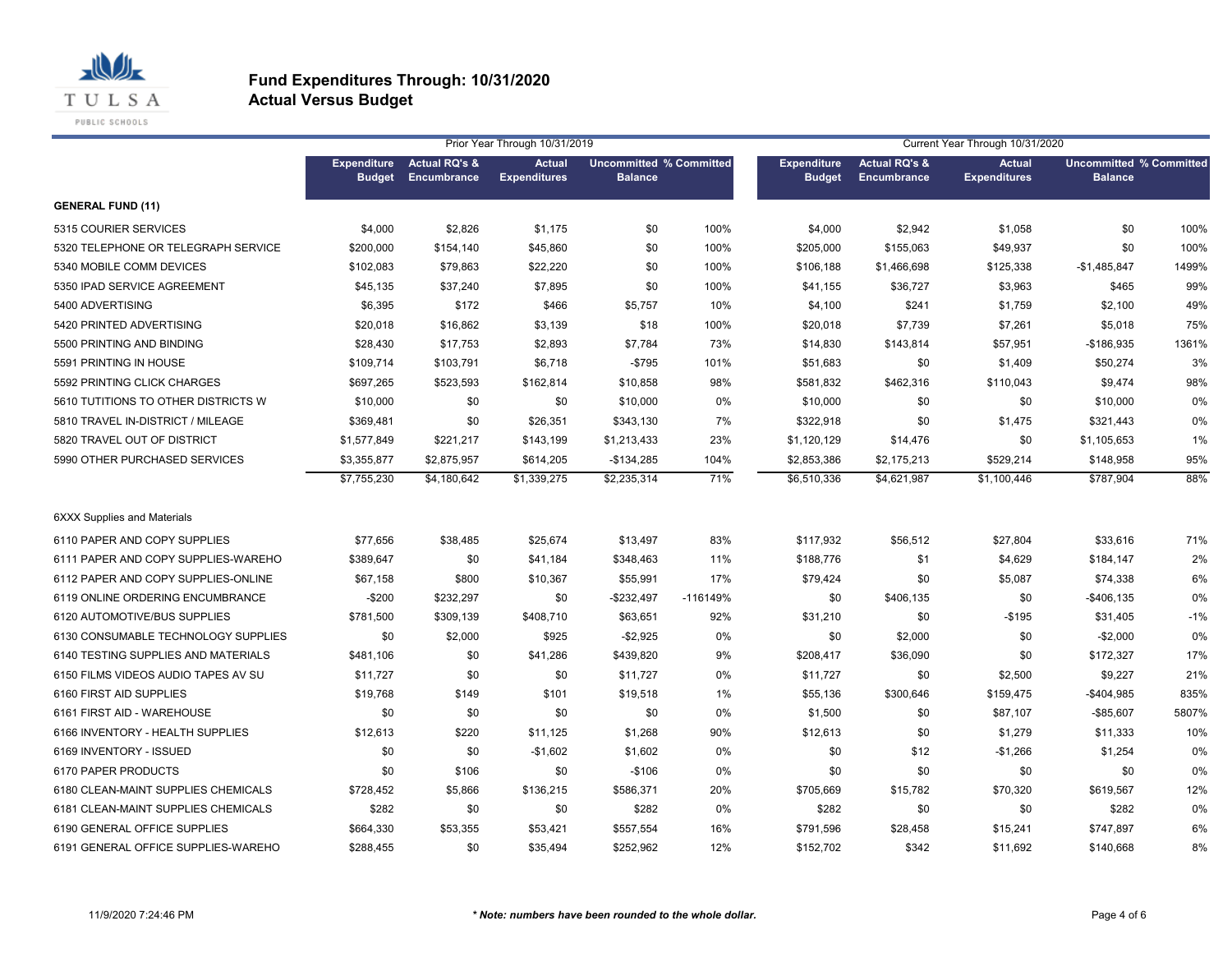# Fund Expenditures Through: 10/31/2020
## Actual Versus Budget

| | Prior Year Through 10/31/2019 | | | | | Current Year Through 10/31/2020 | | | | |
|---|---|---|---|---|---|---|---|---|---|---|
| | Expenditure Budget | Actual RQ's & Encumbrance | Actual Expenditures | Uncommitted Balance | % Committed | Expenditure Budget | Actual RQ's & Encumbrance | Actual Expenditures | Uncommitted Balance | % Committed |
| **GENERAL FUND (11)** | | | | | | | | | | |
| 5315 COURIER SERVICES | $4,000 | $2,826 | $1,175 | $0 | 100% | $4,000 | $2,942 | $1,058 | $0 | 100% |
| 5320 TELEPHONE OR TELEGRAPH SERVICE | $200,000 | $154,140 | $45,860 | $0 | 100% | $205,000 | $155,063 | $49,937 | $0 | 100% |
| 5340 MOBILE COMM DEVICES | $102,083 | $79,863 | $22,220 | $0 | 100% | $106,188 | $1,466,698 | $125,338 | -$1,485,847 | 1499% |
| 5350 IPAD SERVICE AGREEMENT | $45,135 | $37,240 | $7,895 | $0 | 100% | $41,155 | $36,727 | $3,963 | $465 | 99% |
| 5400 ADVERTISING | $6,395 | $172 | $466 | $5,757 | 10% | $4,100 | $241 | $1,759 | $2,100 | 49% |
| 5420 PRINTED ADVERTISING | $20,018 | $16,862 | $3,139 | $18 | 100% | $20,018 | $7,739 | $7,261 | $5,018 | 75% |
| 5500 PRINTING AND BINDING | $28,430 | $17,753 | $2,893 | $7,784 | 73% | $14,830 | $143,814 | $57,951 | -$186,935 | 1361% |
| 5591 PRINTING IN HOUSE | $109,714 | $103,791 | $6,718 | -$795 | 101% | $51,683 | $0 | $1,409 | $50,274 | 3% |
| 5592 PRINTING CLICK CHARGES | $697,265 | $523,593 | $162,814 | $10,858 | 98% | $581,832 | $462,316 | $110,043 | $9,474 | 98% |
| 5610 TUTITIONS TO OTHER DISTRICTS W | $10,000 | $0 | $0 | $10,000 | 0% | $10,000 | $0 | $0 | $10,000 | 0% |
| 5810 TRAVEL IN-DISTRICT / MILEAGE | $369,481 | $0 | $26,351 | $343,130 | 7% | $322,918 | $0 | $1,475 | $321,443 | 0% |
| 5820 TRAVEL OUT OF DISTRICT | $1,577,849 | $221,217 | $143,199 | $1,213,433 | 23% | $1,120,129 | $14,476 | $0 | $1,105,653 | 1% |
| 5990 OTHER PURCHASED SERVICES | $3,355,877 | $2,875,957 | $614,205 | -$134,285 | 104% | $2,853,386 | $2,175,213 | $529,214 | $148,958 | 95% |
| | $7,755,230 | $4,180,642 | $1,339,275 | $2,235,314 | 71% | $6,510,336 | $4,621,987 | $1,100,446 | $787,904 | 88% |
| 6XXX Supplies and Materials | | | | | | | | | | |
| 6110 PAPER AND COPY SUPPLIES | $77,656 | $38,485 | $25,674 | $13,497 | 83% | $117,932 | $56,512 | $27,804 | $33,616 | 71% |
| 6111 PAPER AND COPY SUPPLIES-WAREHO | $389,647 | $0 | $41,184 | $348,463 | 11% | $188,776 | $1 | $4,629 | $184,147 | 2% |
| 6112 PAPER AND COPY SUPPLIES-ONLINE | $67,158 | $800 | $10,367 | $55,991 | 17% | $79,424 | $0 | $5,087 | $74,338 | 6% |
| 6119 ONLINE ORDERING ENCUMBRANCE | -$200 | $232,297 | $0 | -$232,497 | -116149% | $0 | $406,135 | $0 | -$406,135 | 0% |
| 6120 AUTOMOTIVE/BUS SUPPLIES | $781,500 | $309,139 | $408,710 | $63,651 | 92% | $31,210 | $0 | -$195 | $31,405 | -1% |
| 6130 CONSUMABLE TECHNOLOGY SUPPLIES | $0 | $2,000 | $925 | -$2,925 | 0% | $0 | $2,000 | $0 | -$2,000 | 0% |
| 6140 TESTING SUPPLIES AND MATERIALS | $481,106 | $0 | $41,286 | $439,820 | 9% | $208,417 | $36,090 | $0 | $172,327 | 17% |
| 6150 FILMS VIDEOS AUDIO TAPES AV SU | $11,727 | $0 | $0 | $11,727 | 0% | $11,727 | $0 | $2,500 | $9,227 | 21% |
| 6160 FIRST AID SUPPLIES | $19,768 | $149 | $101 | $19,518 | 1% | $55,136 | $300,646 | $159,475 | -$404,985 | 835% |
| 6161 FIRST AID - WAREHOUSE | $0 | $0 | $0 | $0 | 0% | $1,500 | $0 | $87,107 | -$85,607 | 5807% |
| 6166 INVENTORY - HEALTH SUPPLIES | $12,613 | $220 | $11,125 | $1,268 | 90% | $12,613 | $0 | $1,279 | $11,333 | 10% |
| 6169 INVENTORY - ISSUED | $0 | $0 | -$1,602 | $1,602 | 0% | $0 | $12 | -$1,266 | $1,254 | 0% |
| 6170 PAPER PRODUCTS | $0 | $106 | $0 | -$106 | 0% | $0 | $0 | $0 | $0 | 0% |
| 6180 CLEAN-MAINT SUPPLIES CHEMICALS | $728,452 | $5,866 | $136,215 | $586,371 | 20% | $705,669 | $15,782 | $70,320 | $619,567 | 12% |
| 6181 CLEAN-MAINT SUPPLIES CHEMICALS | $282 | $0 | $0 | $282 | 0% | $282 | $0 | $0 | $282 | 0% |
| 6190 GENERAL OFFICE SUPPLIES | $664,330 | $53,355 | $53,421 | $557,554 | 16% | $791,596 | $28,458 | $15,241 | $747,897 | 6% |
| 6191 GENERAL OFFICE SUPPLIES-WAREHO | $288,455 | $0 | $35,494 | $252,962 | 12% | $152,702 | $342 | $11,692 | $140,668 | 8% |

11/9/2020 7:24:46 PM

***Note: numbers have been rounded to the whole dollar.***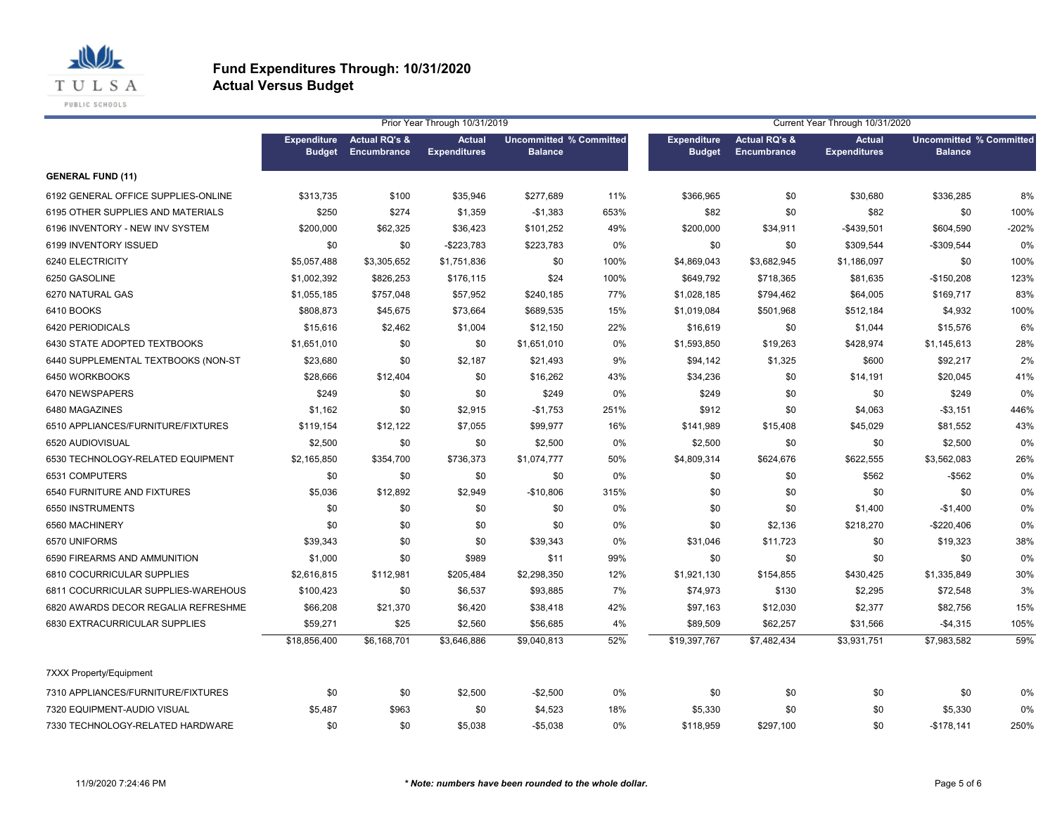# Fund Expenditures Through: 10/31/2020
## Actual Versus Budget

| | Prior Year Through 10/31/2019 | | | | | Current Year Through 10/31/2020 | | | | |
|---|---|---|---|---|---|---|---|---|---|---|
| | Expenditure Budget | Actual RQ's & Encumbrance | Actual Expenditures | Uncommitted Balance | % Committed | Expenditure Budget | Actual RQ's & Encumbrance | Actual Expenditures | Uncommitted Balance | % Committed |
| **GENERAL FUND (11)** | | | | | | | | | | |
| 6192 GENERAL OFFICE SUPPLIES-ONLINE | $313,735 | $100 | $35,946 | $277,689 | 11% | $366,965 | $0 | $30,680 | $336,285 | 8% |
| 6195 OTHER SUPPLIES AND MATERIALS | $250 | $274 | $1,359 | -$1,383 | 653% | $82 | $0 | $82 | $0 | 100% |
| 6196 INVENTORY - NEW INV SYSTEM | $200,000 | $62,325 | $36,423 | $101,252 | 49% | $200,000 | $34,911 | -$439,501 | $604,590 | -202% |
| 6199 INVENTORY ISSUED | $0 | $0 | -$223,783 | $223,783 | 0% | $0 | $0 | $309,544 | -$309,544 | 0% |
| 6240 ELECTRICITY | $5,057,488 | $3,305,652 | $1,751,836 | $0 | 100% | $4,869,043 | $3,682,945 | $1,186,097 | $0 | 100% |
| 6250 GASOLINE | $1,002,392 | $826,253 | $176,115 | $24 | 100% | $649,792 | $718,365 | $81,635 | -$150,208 | 123% |
| 6270 NATURAL GAS | $1,055,185 | $757,048 | $57,952 | $240,185 | 77% | $1,028,185 | $794,462 | $64,005 | $169,717 | 83% |
| 6410 BOOKS | $808,873 | $45,675 | $73,664 | $689,535 | 15% | $1,019,084 | $501,968 | $512,184 | $4,932 | 100% |
| 6420 PERIODICALS | $15,616 | $2,462 | $1,004 | $12,150 | 22% | $16,619 | $0 | $1,044 | $15,576 | 6% |
| 6430 STATE ADOPTED TEXTBOOKS | $1,651,010 | $0 | $0 | $1,651,010 | 0% | $1,593,850 | $19,263 | $428,974 | $1,145,613 | 28% |
| 6440 SUPPLEMENTAL TEXTBOOKS (NON-ST | $23,680 | $0 | $2,187 | $21,493 | 9% | $94,142 | $1,325 | $600 | $92,217 | 2% |
| 6450 WORKBOOKS | $28,666 | $12,404 | $0 | $16,262 | 43% | $34,236 | $0 | $14,191 | $20,045 | 41% |
| 6470 NEWSPAPERS | $249 | $0 | $0 | $249 | 0% | $249 | $0 | $0 | $249 | 0% |
| 6480 MAGAZINES | $1,162 | $0 | $2,915 | -$1,753 | 251% | $912 | $0 | $4,063 | -$3,151 | 446% |
| 6510 APPLIANCES/FURNITURE/FIXTURES | $119,154 | $12,122 | $7,055 | $99,977 | 16% | $141,989 | $15,408 | $45,029 | $81,552 | 43% |
| 6520 AUDIOVISUAL | $2,500 | $0 | $0 | $2,500 | 0% | $2,500 | $0 | $0 | $2,500 | 0% |
| 6530 TECHNOLOGY-RELATED EQUIPMENT | $2,165,850 | $354,700 | $736,373 | $1,074,777 | 50% | $4,809,314 | $624,676 | $622,555 | $3,562,083 | 26% |
| 6531 COMPUTERS | $0 | $0 | $0 | $0 | 0% | $0 | $0 | $562 | -$562 | 0% |
| 6540 FURNITURE AND FIXTURES | $5,036 | $12,892 | $2,949 | -$10,806 | 315% | $0 | $0 | $0 | $0 | 0% |
| 6550 INSTRUMENTS | $0 | $0 | $0 | $0 | 0% | $0 | $0 | $1,400 | -$1,400 | 0% |
| 6560 MACHINERY | $0 | $0 | $0 | $0 | 0% | $0 | $2,136 | $218,270 | -$220,406 | 0% |
| 6570 UNIFORMS | $39,343 | $0 | $0 | $39,343 | 0% | $31,046 | $11,723 | $0 | $19,323 | 38% |
| 6590 FIREARMS AND AMMUNITION | $1,000 | $0 | $989 | $11 | 99% | $0 | $0 | $0 | $0 | 0% |
| 6810 COCURRICULAR SUPPLIES | $2,616,815 | $112,981 | $205,484 | $2,298,350 | 12% | $1,921,130 | $154,855 | $430,425 | $1,335,849 | 30% |
| 6811 COCURRICULAR SUPPLIES-WAREHOUS | $100,423 | $0 | $6,537 | $93,885 | 7% | $74,973 | $130 | $2,295 | $72,548 | 3% |
| 6820 AWARDS DECOR REGALIA REFRESHME | $66,208 | $21,370 | $6,420 | $38,418 | 42% | $97,163 | $12,030 | $2,377 | $82,756 | 15% |
| 6830 EXTRACURRICULAR SUPPLIES | $59,271 | $25 | $2,560 | $56,685 | 4% | $89,509 | $62,257 | $31,566 | -$4,315 | 105% |
| | $18,856,400 | $6,168,701 | $3,646,886 | $9,040,813 | 52% | $19,397,767 | $7,482,434 | $3,931,751 | $7,983,582 | 59% |
| 7XXX Property/Equipment | | | | | | | | | | |
| 7310 APPLIANCES/FURNITURE/FIXTURES | $0 | $0 | $2,500 | -$2,500 | 0% | $0 | $0 | $0 | $0 | 0% |
| 7320 EQUIPMENT-AUDIO VISUAL | $5,487 | $963 | $0 | $4,523 | 18% | $5,330 | $0 | $0 | $5,330 | 0% |
| 7330 TECHNOLOGY-RELATED HARDWARE | $0 | $0 | $5,038 | -$5,038 | 0% | $118,959 | $297,100 | $0 | -$178,141 | 250% |

11/9/2020 7:24:46 PM

*** Note: numbers have been rounded to the whole dollar.***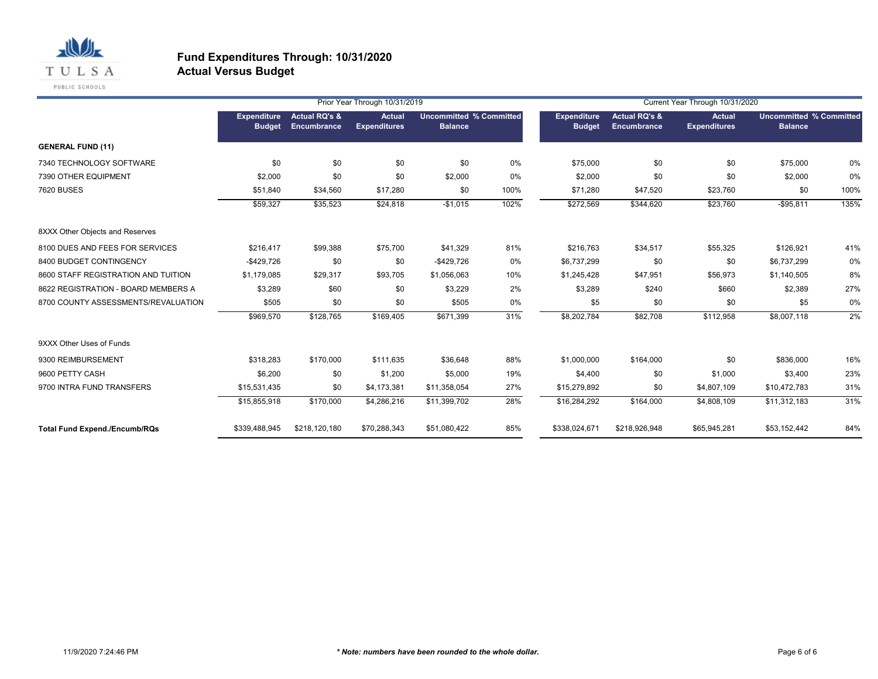# Fund Expenditures Through: 10/31/2020
## Actual Versus Budget

| | Prior Year Through 10/31/2019 | | | | | Current Year Through 10/31/2020 | | | | |
|---|---|---|---|---|---|---|---|---|---|---|
| | Expenditure Budget | Actual RQ's & Encumbrance | Actual Expenditures | Uncommitted Balance | % Committed | Expenditure Budget | Actual RQ's & Encumbrance | Actual Expenditures | Uncommitted Balance | % Committed |
| **GENERAL FUND (11)** | | | | | | | | | | |
| 7340 TECHNOLOGY SOFTWARE | $0 | $0 | $0 | $0 | 0% | $75,000 | $0 | $0 | $75,000 | 0% |
| 7390 OTHER EQUIPMENT | $2,000 | $0 | $0 | $2,000 | 0% | $2,000 | $0 | $0 | $2,000 | 0% |
| 7620 BUSES | $51,840 | $34,560 | $17,280 | $0 | 100% | $71,280 | $47,520 | $23,760 | $0 | 100% |
| | $59,327 | $35,523 | $24,818 | -$1,015 | 102% | $272,569 | $344,620 | $23,760 | -$95,811 | 135% |
| 8XXX Other Objects and Reserves | | | | | | | | | | |
| 8100 DUES AND FEES FOR SERVICES | $216,417 | $99,388 | $75,700 | $41,329 | 81% | $216,763 | $34,517 | $55,325 | $126,921 | 41% |
| 8400 BUDGET CONTINGENCY | -$429,726 | $0 | $0 | -$429,726 | 0% | $6,737,299 | $0 | $0 | $6,737,299 | 0% |
| 8600 STAFF REGISTRATION AND TUITION | $1,179,085 | $29,317 | $93,705 | $1,056,063 | 10% | $1,245,428 | $47,951 | $56,973 | $1,140,505 | 8% |
| 8622 REGISTRATION - BOARD MEMBERS A | $3,289 | $60 | $0 | $3,229 | 2% | $3,289 | $240 | $660 | $2,389 | 27% |
| 8700 COUNTY ASSESSMENTS/REVALUATION | $505 | $0 | $0 | $505 | 0% | $5 | $0 | $0 | $5 | 0% |
| | $969,570 | $128,765 | $169,405 | $671,399 | 31% | $8,202,784 | $82,708 | $112,958 | $8,007,118 | 2% |
| 9XXX Other Uses of Funds | | | | | | | | | | |
| 9300 REIMBURSEMENT | $318,283 | $170,000 | $111,635 | $36,648 | 88% | $1,000,000 | $164,000 | $0 | $836,000 | 16% |
| 9600 PETTY CASH | $6,200 | $0 | $1,200 | $5,000 | 19% | $4,400 | $0 | $1,000 | $3,400 | 23% |
| 9700 INTRA FUND TRANSFERS | $15,531,435 | $0 | $4,173,381 | $11,358,054 | 27% | $15,279,892 | $0 | $4,807,109 | $10,472,783 | 31% |
| | $15,855,918 | $170,000 | $4,286,216 | $11,399,702 | 28% | $16,284,292 | $164,000 | $4,808,109 | $11,312,183 | 31% |
| **Total Fund Expend./Encumb/RQs** | $339,488,945 | $218,120,180 | $70,288,343 | $51,080,422 | 85% | $338,024,671 | $218,926,948 | $65,945,281 | $53,152,442 | 84% |

11/9/2020 7:24:46 PM

***Note: numbers have been rounded to the whole dollar.***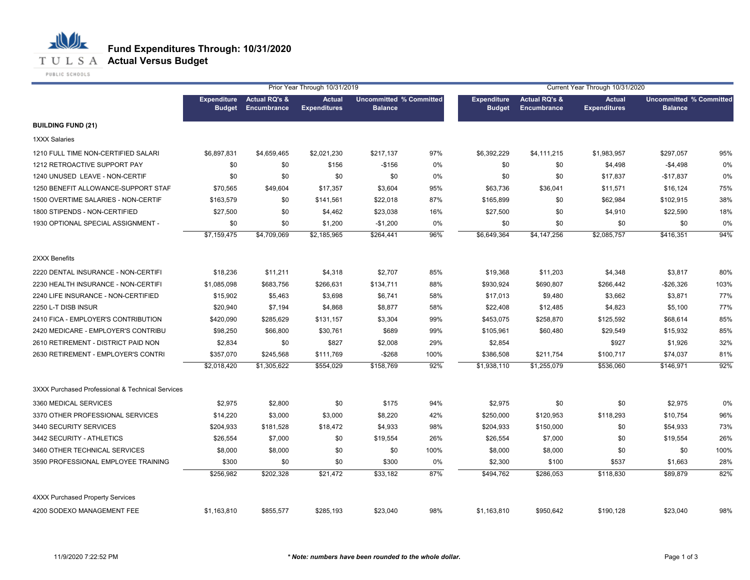# Fund Expenditures Through: 10/31/2020
## Actual Versus Budget

| | Prior Year Through 10/31/2019 | | | | | Current Year Through 10/31/2020 | | | | |
|---|---|---|---|---|---|---|---|---|---|---|
| | Expenditure Budget | Actual RQ's & Encumbrance | Actual Expenditures | Uncommitted Balance | % Committed | Expenditure Budget | Actual RQ's & Encumbrance | Actual Expenditures | Uncommitted Balance | % Committed |
| **BUILDING FUND (21)** | | | | | | | | | | |
| 1XXX Salaries | | | | | | | | | | |
| 1210 FULL TIME NON-CERTIFIED SALARI | $6,897,831 | $4,659,465 | $2,021,230 | $217,137 | 97% | $6,392,229 | $4,111,215 | $1,983,957 | $297,057 | 95% |
| 1212 RETROACTIVE SUPPORT PAY | $0 | $0 | $156 | -$156 | 0% | $0 | $0 | $4,498 | -$4,498 | 0% |
| 1240 UNUSED LEAVE - NON-CERTIF | $0 | $0 | $0 | $0 | 0% | $0 | $0 | $17,837 | -$17,837 | 0% |
| 1250 BENEFIT ALLOWANCE-SUPPORT STAF | $70,565 | $49,604 | $17,357 | $3,604 | 95% | $63,736 | $36,041 | $11,571 | $16,124 | 75% |
| 1500 OVERTIME SALARIES - NON-CERTIF | $163,579 | $0 | $141,561 | $22,018 | 87% | $165,899 | $0 | $62,984 | $102,915 | 38% |
| 1800 STIPENDS - NON-CERTIFIED | $27,500 | $0 | $4,462 | $23,038 | 16% | $27,500 | $0 | $4,910 | $22,590 | 18% |
| 1930 OPTIONAL SPECIAL ASSIGNMENT - | $0 | $0 | $1,200 | -$1,200 | 0% | $0 | $0 | $0 | $0 | 0% |
| | $7,159,475 | $4,709,069 | $2,185,965 | $264,441 | 96% | $6,649,364 | $4,147,256 | $2,085,757 | $416,351 | 94% |
| 2XXX Benefits | | | | | | | | | | |
| 2220 DENTAL INSURANCE - NON-CERTIFI | $18,236 | $11,211 | $4,318 | $2,707 | 85% | $19,368 | $11,203 | $4,348 | $3,817 | 80% |
| 2230 HEALTH INSURANCE - NON-CERTIFI | $1,085,098 | $683,756 | $266,631 | $134,711 | 88% | $930,924 | $690,807 | $266,442 | -$26,326 | 103% |
| 2240 LIFE INSURANCE - NON-CERTIFIED | $15,902 | $5,463 | $3,698 | $6,741 | 58% | $17,013 | $9,480 | $3,662 | $3,871 | 77% |
| 2250 L-T DISB INSUR | $20,940 | $7,194 | $4,868 | $8,877 | 58% | $22,408 | $12,485 | $4,823 | $5,100 | 77% |
| 2410 FICA - EMPLOYER'S CONTRIBUTION | $420,090 | $285,629 | $131,157 | $3,304 | 99% | $453,075 | $258,870 | $125,592 | $68,614 | 85% |
| 2420 MEDICARE - EMPLOYER'S CONTRIBU | $98,250 | $66,800 | $30,761 | $689 | 99% | $105,961 | $60,480 | $29,549 | $15,932 | 85% |
| 2610 RETIREMENT - DISTRICT PAID NON | $2,834 | $0 | $827 | $2,008 | 29% | $2,854 | | $927 | $1,926 | 32% |
| 2630 RETIREMENT - EMPLOYER'S CONTRI | $357,070 | $245,568 | $111,769 | -$268 | 100% | $386,508 | $211,754 | $100,717 | $74,037 | 81% |
| | $2,018,420 | $1,305,622 | $554,029 | $158,769 | 92% | $1,938,110 | $1,255,079 | $536,060 | $146,971 | 92% |
| 3XXX Purchased Professional & Technical Services | | | | | | | | | | |
| 3360 MEDICAL SERVICES | $2,975 | $2,800 | $0 | $175 | 94% | $2,975 | $0 | $0 | $2,975 | 0% |
| 3370 OTHER PROFESSIONAL SERVICES | $14,220 | $3,000 | $3,000 | $8,220 | 42% | $250,000 | $120,953 | $118,293 | $10,754 | 96% |
| 3440 SECURITY SERVICES | $204,933 | $181,528 | $18,472 | $4,933 | 98% | $204,933 | $150,000 | $0 | $54,933 | 73% |
| 3442 SECURITY - ATHLETICS | $26,554 | $7,000 | $0 | $19,554 | 26% | $26,554 | $7,000 | $0 | $19,554 | 26% |
| 3460 OTHER TECHNICAL SERVICES | $8,000 | $8,000 | $0 | $0 | 100% | $8,000 | $8,000 | $0 | $0 | 100% |
| 3590 PROFESSIONAL EMPLOYEE TRAINING | $300 | $0 | $0 | $300 | 0% | $2,300 | $100 | $537 | $1,663 | 28% |
| | $256,982 | $202,328 | $21,472 | $33,182 | 87% | $494,762 | $286,053 | $118,830 | $89,879 | 82% |
| 4XXX Purchased Property Services | | | | | | | | | | |
| 4200 SODEXO MANAGEMENT FEE | $1,163,810 | $855,577 | $285,193 | $23,040 | 98% | $1,163,810 | $950,642 | $190,128 | $23,040 | 98% |

11/9/2020 7:22:52 PM

***Note: numbers have been rounded to the whole dollar.***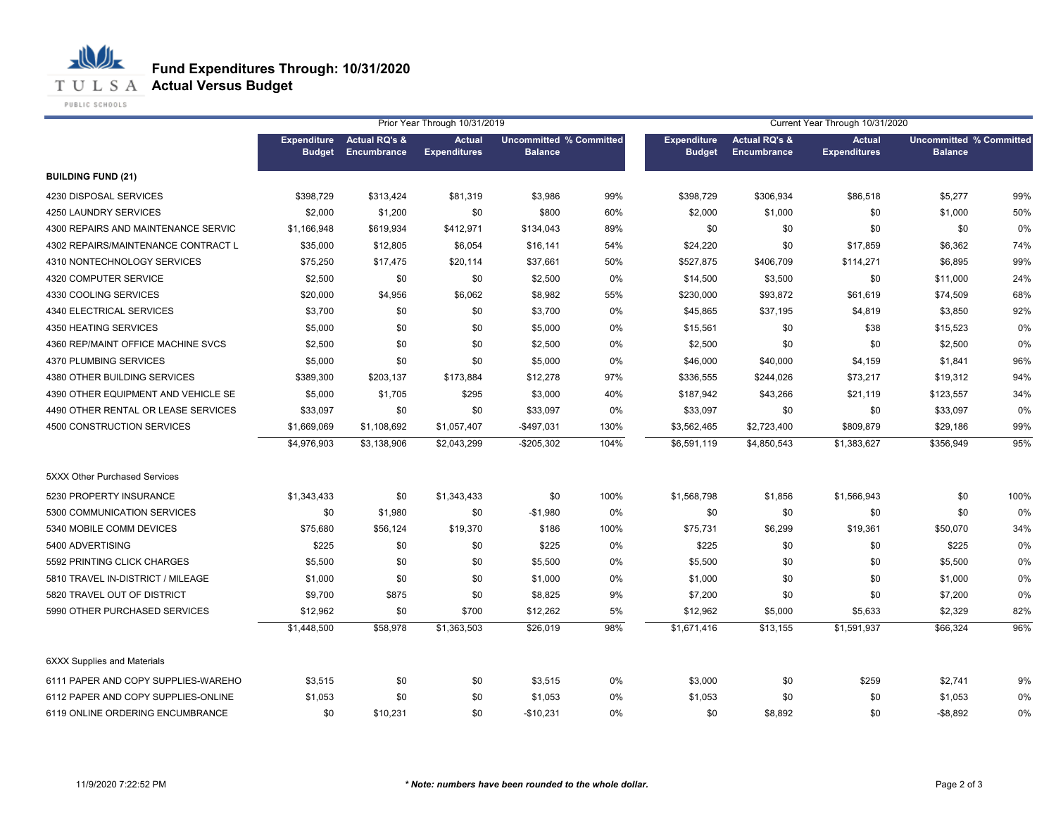# Fund Expenditures Through: 10/31/2020
## Actual Versus Budget

| | Prior Year Through 10/31/2019 | | | | | Current Year Through 10/31/2020 | | | | |
|---|---|---|---|---|---|---|---|---|---|---|
| | Expenditure Budget | Actual RQ's & Encumbrance | Actual Expenditures | Uncommitted Balance | % Committed | Expenditure Budget | Actual RQ's & Encumbrance | Actual Expenditures | Uncommitted Balance | % Committed |
| **BUILDING FUND (21)** | | | | | | | | | | |
| 4230 DISPOSAL SERVICES | $398,729 | $313,424 | $81,319 | $3,986 | 99% | $398,729 | $306,934 | $86,518 | $5,277 | 99% |
| 4250 LAUNDRY SERVICES | $2,000 | $1,200 | $0 | $800 | 60% | $2,000 | $1,000 | $0 | $1,000 | 50% |
| 4300 REPAIRS AND MAINTENANCE SERVIC | $1,166,948 | $619,934 | $412,971 | $134,043 | 89% | $0 | $0 | $0 | $0 | 0% |
| 4302 REPAIRS/MAINTENANCE CONTRACT L | $35,000 | $12,805 | $6,054 | $16,141 | 54% | $24,220 | $0 | $17,859 | $6,362 | 74% |
| 4310 NONTECHNOLOGY SERVICES | $75,250 | $17,475 | $20,114 | $37,661 | 50% | $527,875 | $406,709 | $114,271 | $6,895 | 99% |
| 4320 COMPUTER SERVICE | $2,500 | $0 | $0 | $2,500 | 0% | $14,500 | $3,500 | $0 | $11,000 | 24% |
| 4330 COOLING SERVICES | $20,000 | $4,956 | $6,062 | $8,982 | 55% | $230,000 | $93,872 | $61,619 | $74,509 | 68% |
| 4340 ELECTRICAL SERVICES | $3,700 | $0 | $0 | $3,700 | 0% | $45,865 | $37,195 | $4,819 | $3,850 | 92% |
| 4350 HEATING SERVICES | $5,000 | $0 | $0 | $5,000 | 0% | $15,561 | $0 | $38 | $15,523 | 0% |
| 4360 REP/MAINT OFFICE MACHINE SVCS | $2,500 | $0 | $0 | $2,500 | 0% | $2,500 | $0 | $0 | $2,500 | 0% |
| 4370 PLUMBING SERVICES | $5,000 | $0 | $0 | $5,000 | 0% | $46,000 | $40,000 | $4,159 | $1,841 | 96% |
| 4380 OTHER BUILDING SERVICES | $389,300 | $203,137 | $173,884 | $12,278 | 97% | $336,555 | $244,026 | $73,217 | $19,312 | 94% |
| 4390 OTHER EQUIPMENT AND VEHICLE SE | $5,000 | $1,705 | $295 | $3,000 | 40% | $187,942 | $43,266 | $21,119 | $123,557 | 34% |
| 4490 OTHER RENTAL OR LEASE SERVICES | $33,097 | $0 | $0 | $33,097 | 0% | $33,097 | $0 | $0 | $33,097 | 0% |
| 4500 CONSTRUCTION SERVICES | $1,669,069 | $1,108,692 | $1,057,407 | -$497,031 | 130% | $3,562,465 | $2,723,400 | $809,879 | $29,186 | 99% |
| | $4,976,903 | $3,138,906 | $2,043,299 | -$205,302 | 104% | $6,591,119 | $4,850,543 | $1,383,627 | $356,949 | 95% |
| 5XXX Other Purchased Services | | | | | | | | | | |
| 5230 PROPERTY INSURANCE | $1,343,433 | $0 | $1,343,433 | $0 | 100% | $1,568,798 | $1,856 | $1,566,943 | $0 | 100% |
| 5300 COMMUNICATION SERVICES | $0 | $1,980 | $0 | -$1,980 | 0% | $0 | $0 | $0 | $0 | 0% |
| 5340 MOBILE COMM DEVICES | $75,680 | $56,124 | $19,370 | $186 | 100% | $75,731 | $6,299 | $19,361 | $50,070 | 34% |
| 5400 ADVERTISING | $225 | $0 | $0 | $225 | 0% | $225 | $0 | $0 | $225 | 0% |
| 5592 PRINTING CLICK CHARGES | $5,500 | $0 | $0 | $5,500 | 0% | $5,500 | $0 | $0 | $5,500 | 0% |
| 5810 TRAVEL IN-DISTRICT / MILEAGE | $1,000 | $0 | $0 | $1,000 | 0% | $1,000 | $0 | $0 | $1,000 | 0% |
| 5820 TRAVEL OUT OF DISTRICT | $9,700 | $875 | $0 | $8,825 | 9% | $7,200 | $0 | $0 | $7,200 | 0% |
| 5990 OTHER PURCHASED SERVICES | $12,962 | $0 | $700 | $12,262 | 5% | $12,962 | $5,000 | $5,633 | $2,329 | 82% |
| | $1,448,500 | $58,978 | $1,363,503 | $26,019 | 98% | $1,671,416 | $13,155 | $1,591,937 | $66,324 | 96% |
| 6XXX Supplies and Materials | | | | | | | | | | |
| 6111 PAPER AND COPY SUPPLIES-WAREHO | $3,515 | $0 | $0 | $3,515 | 0% | $3,000 | $0 | $259 | $2,741 | 9% |
| 6112 PAPER AND COPY SUPPLIES-ONLINE | $1,053 | $0 | $0 | $1,053 | 0% | $1,053 | $0 | $0 | $1,053 | 0% |
| 6119 ONLINE ORDERING ENCUMBRANCE | $0 | $10,231 | $0 | -$10,231 | 0% | $0 | $8,892 | $0 | -$8,892 | 0% |

11/9/2020 7:22:52 PM

***Note: numbers have been rounded to the whole dollar.**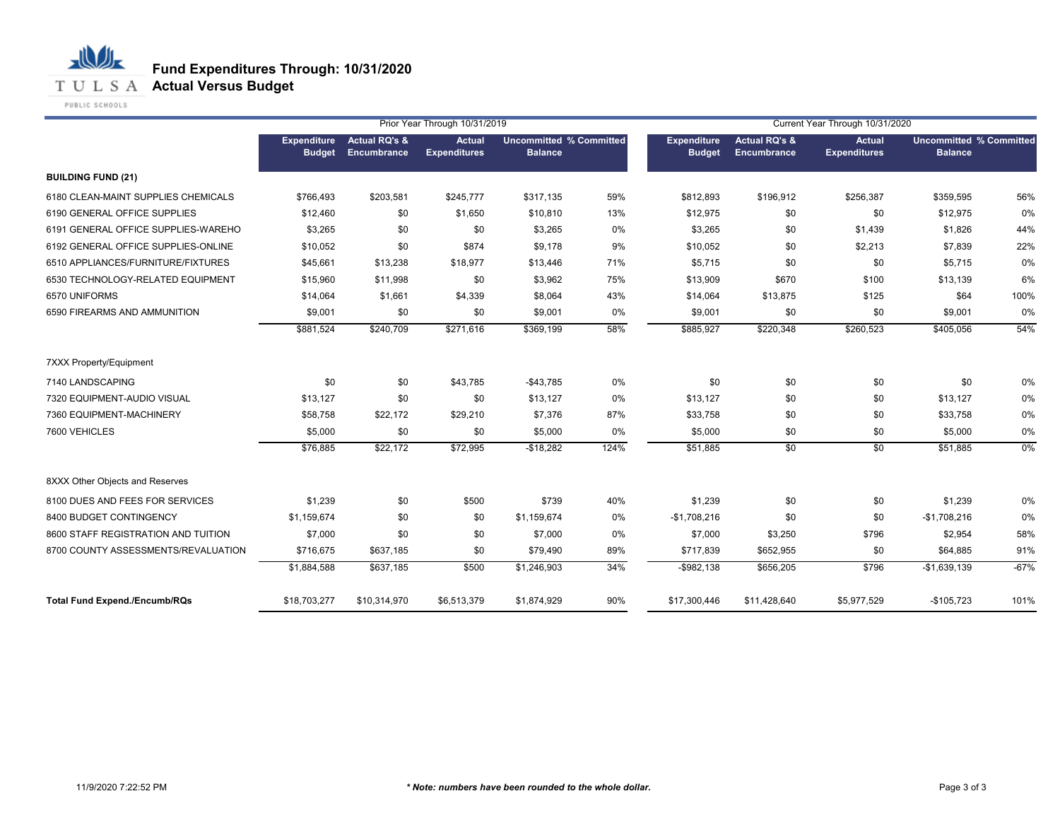# Fund Expenditures Through: 10/31/2020

## Actual Versus Budget

| | Prior Year Through 10/31/2019 | | | | | Current Year Through 10/31/2020 | | | | |
|---|---|---|---|---|---|---|---|---|---|---|
| | Expenditure Budget | Actual RQ's & Encumbrance | Actual Expenditures | Uncommitted Balance | % Committed | Expenditure Budget | Actual RQ's & Encumbrance | Actual Expenditures | Uncommitted Balance | % Committed |
| **BUILDING FUND (21)** | | | | | | | | | | |
| 6180 CLEAN-MAINT SUPPLIES CHEMICALS | $766,493 | $203,581 | $245,777 | $317,135 | 59% | $812,893 | $196,912 | $256,387 | $359,595 | 56% |
| 6190 GENERAL OFFICE SUPPLIES | $12,460 | $0 | $1,650 | $10,810 | 13% | $12,975 | $0 | $0 | $12,975 | 0% |
| 6191 GENERAL OFFICE SUPPLIES-WAREHO | $3,265 | $0 | $0 | $3,265 | 0% | $3,265 | $0 | $1,439 | $1,826 | 44% |
| 6192 GENERAL OFFICE SUPPLIES-ONLINE | $10,052 | $0 | $874 | $9,178 | 9% | $10,052 | $0 | $2,213 | $7,839 | 22% |
| 6510 APPLIANCES/FURNITURE/FIXTURES | $45,661 | $13,238 | $18,977 | $13,446 | 71% | $5,715 | $0 | $0 | $5,715 | 0% |
| 6530 TECHNOLOGY-RELATED EQUIPMENT | $15,960 | $11,998 | $0 | $3,962 | 75% | $13,909 | $670 | $100 | $13,139 | 6% |
| 6570 UNIFORMS | $14,064 | $1,661 | $4,339 | $8,064 | 43% | $14,064 | $13,875 | $125 | $64 | 100% |
| 6590 FIREARMS AND AMMUNITION | $9,001 | $0 | $0 | $9,001 | 0% | $9,001 | $0 | $0 | $9,001 | 0% |
| | $881,524 | $240,709 | $271,616 | $369,199 | 58% | $885,927 | $220,348 | $260,523 | $405,056 | 54% |
| 7XXX Property/Equipment | | | | | | | | | | |
| 7140 LANDSCAPING | $0 | $0 | $43,785 | -$43,785 | 0% | $0 | $0 | $0 | $0 | 0% |
| 7320 EQUIPMENT-AUDIO VISUAL | $13,127 | $0 | $0 | $13,127 | 0% | $13,127 | $0 | $0 | $13,127 | 0% |
| 7360 EQUIPMENT-MACHINERY | $58,758 | $22,172 | $29,210 | $7,376 | 87% | $33,758 | $0 | $0 | $33,758 | 0% |
| 7600 VEHICLES | $5,000 | $0 | $0 | $5,000 | 0% | $5,000 | $0 | $0 | $5,000 | 0% |
| | $76,885 | $22,172 | $72,995 | -$18,282 | 124% | $51,885 | $0 | $0 | $51,885 | 0% |
| 8XXX Other Objects and Reserves | | | | | | | | | | |
| 8100 DUES AND FEES FOR SERVICES | $1,239 | $0 | $500 | $739 | 40% | $1,239 | $0 | $0 | $1,239 | 0% |
| 8400 BUDGET CONTINGENCY | $1,159,674 | $0 | $0 | $1,159,674 | 0% | -$1,708,216 | $0 | $0 | -$1,708,216 | 0% |
| 8600 STAFF REGISTRATION AND TUITION | $7,000 | $0 | $0 | $7,000 | 0% | $7,000 | $3,250 | $796 | $2,954 | 58% |
| 8700 COUNTY ASSESSMENTS/REVALUATION | $716,675 | $637,185 | $0 | $79,490 | 89% | $717,839 | $652,955 | $0 | $64,885 | 91% |
| | $1,884,588 | $637,185 | $500 | $1,246,903 | 34% | -$982,138 | $656,205 | $796 | -$1,639,139 | -67% |
| **Total Fund Expend./Encumb/RQs** | $18,703,277 | $10,314,970 | $6,513,379 | $1,874,929 | 90% | $17,300,446 | $11,428,640 | $5,977,529 | -$105,723 | 101% |

11/9/2020 7:22:52 PM

***Note: numbers have been rounded to the whole dollar.***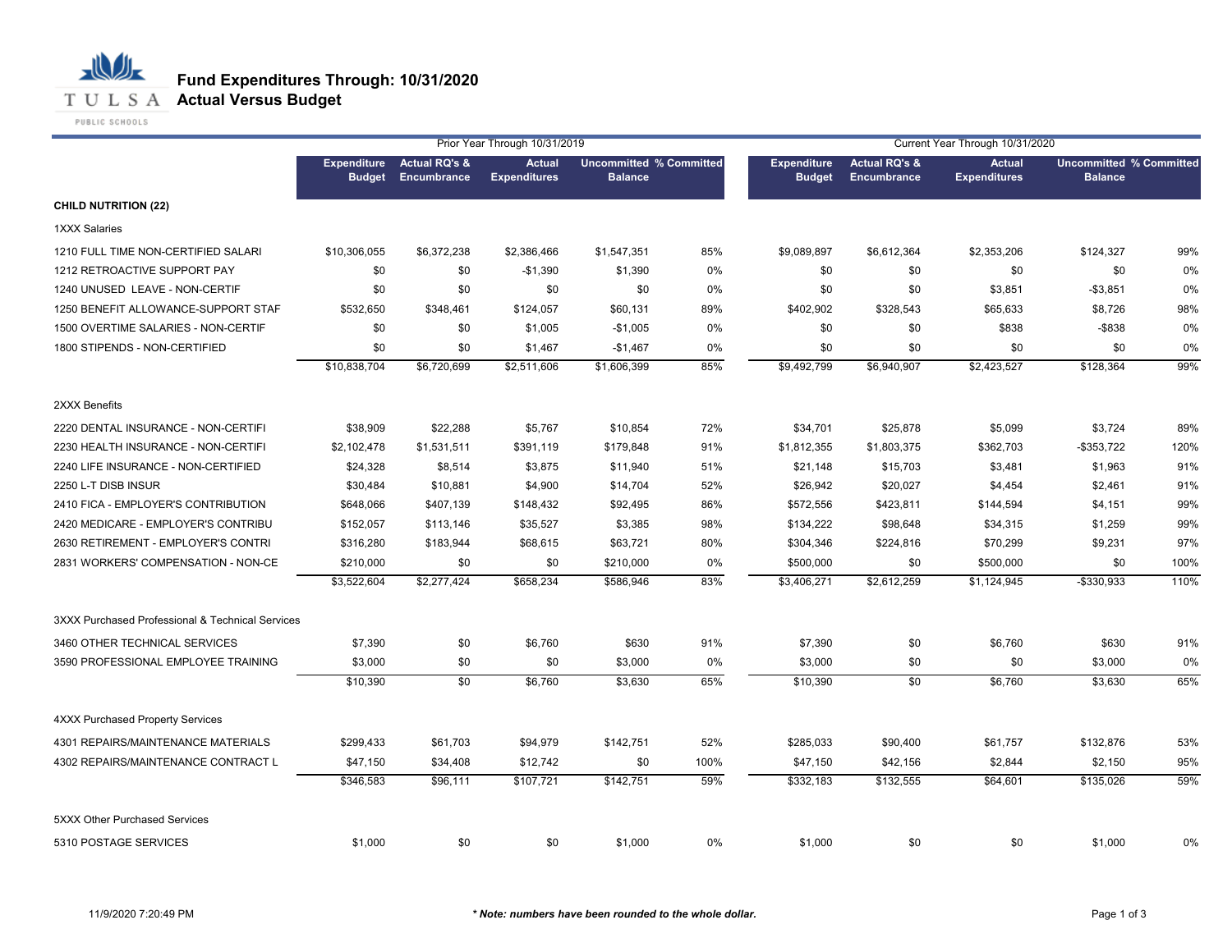# Fund Expenditures Through: 10/31/2020
## Actual Versus Budget

| | Prior Year Through 10/31/2019 | | | | | Current Year Through 10/31/2020 | | | | |
|---|---|---|---|---|---|---|---|---|---|---|
| | Expenditure Budget | Actual RQ's & Encumbrance | Actual Expenditures | Uncommitted Balance | % Committed | Expenditure Budget | Actual RQ's & Encumbrance | Actual Expenditures | Uncommitted Balance | % Committed |
| **CHILD NUTRITION (22)** | | | | | | | | | | |
| 1XXX Salaries | | | | | | | | | | |
| 1210 FULL TIME NON-CERTIFIED SALARI | $10,306,055 | $6,372,238 | $2,386,466 | $1,547,351 | 85% | $9,089,897 | $6,612,364 | $2,353,206 | $124,327 | 99% |
| 1212 RETROACTIVE SUPPORT PAY | $0 | $0 | -$1,390 | $1,390 | 0% | $0 | $0 | $0 | $0 | 0% |
| 1240 UNUSED LEAVE - NON-CERTIF | $0 | $0 | $0 | $0 | 0% | $0 | $0 | $3,851 | -$3,851 | 0% |
| 1250 BENEFIT ALLOWANCE-SUPPORT STAF | $532,650 | $348,461 | $124,057 | $60,131 | 89% | $402,902 | $328,543 | $65,633 | $8,726 | 98% |
| 1500 OVERTIME SALARIES - NON-CERTIF | $0 | $0 | $1,005 | -$1,005 | 0% | $0 | $0 | $838 | -$838 | 0% |
| 1800 STIPENDS - NON-CERTIFIED | $0 | $0 | $1,467 | -$1,467 | 0% | $0 | $0 | $0 | $0 | 0% |
| | $10,838,704 | $6,720,699 | $2,511,606 | $1,606,399 | 85% | $9,492,799 | $6,940,907 | $2,423,527 | $128,364 | 99% |
| 2XXX Benefits | | | | | | | | | | |
| 2220 DENTAL INSURANCE - NON-CERTIFI | $38,909 | $22,288 | $5,767 | $10,854 | 72% | $34,701 | $25,878 | $5,099 | $3,724 | 89% |
| 2230 HEALTH INSURANCE - NON-CERTIFI | $2,102,478 | $1,531,511 | $391,119 | $179,848 | 91% | $1,812,355 | $1,803,375 | $362,703 | -$353,722 | 120% |
| 2240 LIFE INSURANCE - NON-CERTIFIED | $24,328 | $8,514 | $3,875 | $11,940 | 51% | $21,148 | $15,703 | $3,481 | $1,963 | 91% |
| 2250 L-T DISB INSUR | $30,484 | $10,881 | $4,900 | $14,704 | 52% | $26,942 | $20,027 | $4,454 | $2,461 | 91% |
| 2410 FICA - EMPLOYER'S CONTRIBUTION | $648,066 | $407,139 | $148,432 | $92,495 | 86% | $572,556 | $423,811 | $144,594 | $4,151 | 99% |
| 2420 MEDICARE - EMPLOYER'S CONTRIBU | $152,057 | $113,146 | $35,527 | $3,385 | 98% | $134,222 | $98,648 | $34,315 | $1,259 | 99% |
| 2630 RETIREMENT - EMPLOYER'S CONTRI | $316,280 | $183,944 | $68,615 | $63,721 | 80% | $304,346 | $224,816 | $70,299 | $9,231 | 97% |
| 2831 WORKERS' COMPENSATION - NON-CE | $210,000 | $0 | $0 | $210,000 | 0% | $500,000 | $0 | $500,000 | $0 | 100% |
| | $3,522,604 | $2,277,424 | $658,234 | $586,946 | 83% | $3,406,271 | $2,612,259 | $1,124,945 | -$330,933 | 110% |
| 3XXX Purchased Professional & Technical Services | | | | | | | | | | |
| 3460 OTHER TECHNICAL SERVICES | $7,390 | $0 | $6,760 | $630 | 91% | $7,390 | $0 | $6,760 | $630 | 91% |
| 3590 PROFESSIONAL EMPLOYEE TRAINING | $3,000 | $0 | $0 | $3,000 | 0% | $3,000 | $0 | $0 | $3,000 | 0% |
| | $10,390 | $0 | $6,760 | $3,630 | 65% | $10,390 | $0 | $6,760 | $3,630 | 65% |
| 4XXX Purchased Property Services | | | | | | | | | | |
| 4301 REPAIRS/MAINTENANCE MATERIALS | $299,433 | $61,703 | $94,979 | $142,751 | 52% | $285,033 | $90,400 | $61,757 | $132,876 | 53% |
| 4302 REPAIRS/MAINTENANCE CONTRACT L | $47,150 | $34,408 | $12,742 | $0 | 100% | $47,150 | $42,156 | $2,844 | $2,150 | 95% |
| | $346,583 | $96,111 | $107,721 | $142,751 | 59% | $332,183 | $132,555 | $64,601 | $135,026 | 59% |
| 5XXX Other Purchased Services | | | | | | | | | | |
| 5310 POSTAGE SERVICES | $1,000 | $0 | $0 | $1,000 | 0% | $1,000 | $0 | $0 | $1,000 | 0% |

11/9/2020 7:20:49 PM

***Note: numbers have been rounded to the whole dollar.***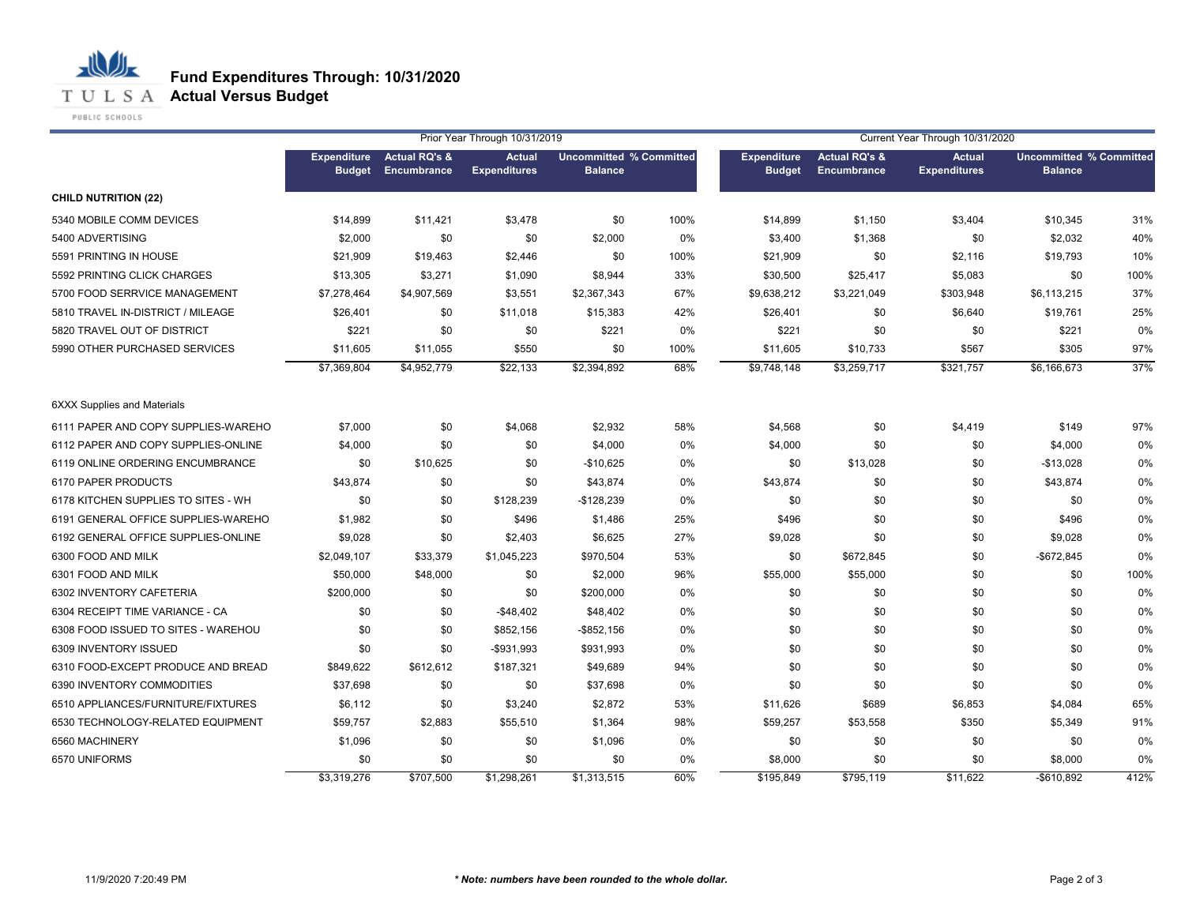# Fund Expenditures Through: 10/31/2020
## Actual Versus Budget

| | Prior Year Through 10/31/2019 | | | | | Current Year Through 10/31/2020 | | | | |
|---|---|---|---|---|---|---|---|---|---|---|
| | Expenditure Budget | Actual RQ's & Encumbrance | Actual Expenditures | Uncommitted Balance | % Committed | Expenditure Budget | Actual RQ's & Encumbrance | Actual Expenditures | Uncommitted Balance | % Committed |
| **CHILD NUTRITION (22)** | | | | | | | | | | |
| 5340 MOBILE COMM DEVICES | $14,899 | $11,421 | $3,478 | $0 | 100% | $14,899 | $1,150 | $3,404 | $10,345 | 31% |
| 5400 ADVERTISING | $2,000 | $0 | $0 | $2,000 | 0% | $3,400 | $1,368 | $0 | $2,032 | 40% |
| 5591 PRINTING IN HOUSE | $21,909 | $19,463 | $2,446 | $0 | 100% | $21,909 | $0 | $2,116 | $19,793 | 10% |
| 5592 PRINTING CLICK CHARGES | $13,305 | $3,271 | $1,090 | $8,944 | 33% | $30,500 | $25,417 | $5,083 | $0 | 100% |
| 5700 FOOD SERRVICE MANAGEMENT | $7,278,464 | $4,907,569 | $3,551 | $2,367,343 | 67% | $9,638,212 | $3,221,049 | $303,948 | $6,113,215 | 37% |
| 5810 TRAVEL IN-DISTRICT / MILEAGE | $26,401 | $0 | $11,018 | $15,383 | 42% | $26,401 | $0 | $6,640 | $19,761 | 25% |
| 5820 TRAVEL OUT OF DISTRICT | $221 | $0 | $0 | $221 | 0% | $221 | $0 | $0 | $221 | 0% |
| 5990 OTHER PURCHASED SERVICES | $11,605 | $11,055 | $550 | $0 | 100% | $11,605 | $10,733 | $567 | $305 | 97% |
| | $7,369,804 | $4,952,779 | $22,133 | $2,394,892 | 68% | $9,748,148 | $3,259,717 | $321,757 | $6,166,673 | 37% |
| 6XXX Supplies and Materials | | | | | | | | | | |
| 6111 PAPER AND COPY SUPPLIES-WAREHO | $7,000 | $0 | $4,068 | $2,932 | 58% | $4,568 | $0 | $4,419 | $149 | 97% |
| 6112 PAPER AND COPY SUPPLIES-ONLINE | $4,000 | $0 | $0 | $4,000 | 0% | $4,000 | $0 | $0 | $4,000 | 0% |
| 6119 ONLINE ORDERING ENCUMBRANCE | $0 | $10,625 | $0 | -$10,625 | 0% | $0 | $13,028 | $0 | -$13,028 | 0% |
| 6170 PAPER PRODUCTS | $43,874 | $0 | $0 | $43,874 | 0% | $43,874 | $0 | $0 | $43,874 | 0% |
| 6178 KITCHEN SUPPLIES TO SITES - WH | $0 | $0 | $128,239 | -$128,239 | 0% | $0 | $0 | $0 | $0 | 0% |
| 6191 GENERAL OFFICE SUPPLIES-WAREHO | $1,982 | $0 | $496 | $1,486 | 25% | $496 | $0 | $0 | $496 | 0% |
| 6192 GENERAL OFFICE SUPPLIES-ONLINE | $9,028 | $0 | $2,403 | $6,625 | 27% | $9,028 | $0 | $0 | $9,028 | 0% |
| 6300 FOOD AND MILK | $2,049,107 | $33,379 | $1,045,223 | $970,504 | 53% | $0 | $672,845 | $0 | -$672,845 | 0% |
| 6301 FOOD AND MILK | $50,000 | $48,000 | $0 | $2,000 | 96% | $55,000 | $55,000 | $0 | $0 | 100% |
| 6302 INVENTORY CAFETERIA | $200,000 | $0 | $0 | $200,000 | 0% | $0 | $0 | $0 | $0 | 0% |
| 6304 RECEIPT TIME VARIANCE - CA | $0 | $0 | -$48,402 | $48,402 | 0% | $0 | $0 | $0 | $0 | 0% |
| 6308 FOOD ISSUED TO SITES - WAREHOU | $0 | $0 | $852,156 | -$852,156 | 0% | $0 | $0 | $0 | $0 | 0% |
| 6309 INVENTORY ISSUED | $0 | $0 | -$931,993 | $931,993 | 0% | $0 | $0 | $0 | $0 | 0% |
| 6310 FOOD-EXCEPT PRODUCE AND BREAD | $849,622 | $612,612 | $187,321 | $49,689 | 94% | $0 | $0 | $0 | $0 | 0% |
| 6390 INVENTORY COMMODITIES | $37,698 | $0 | $0 | $37,698 | 0% | $0 | $0 | $0 | $0 | 0% |
| 6510 APPLIANCES/FURNITURE/FIXTURES | $6,112 | $0 | $3,240 | $2,872 | 53% | $11,626 | $689 | $6,853 | $4,084 | 65% |
| 6530 TECHNOLOGY-RELATED EQUIPMENT | $59,757 | $2,883 | $55,510 | $1,364 | 98% | $59,257 | $53,558 | $350 | $5,349 | 91% |
| 6560 MACHINERY | $1,096 | $0 | $0 | $1,096 | 0% | $0 | $0 | $0 | $0 | 0% |
| 6570 UNIFORMS | $0 | $0 | $0 | $0 | 0% | $8,000 | $0 | $0 | $8,000 | 0% |
| | $3,319,276 | $707,500 | $1,298,261 | $1,313,515 | 60% | $195,849 | $795,119 | $11,622 | -$610,892 | 412% |

11/9/2020 7:20:49 PM

***\* Note: numbers have been rounded to the whole dollar.***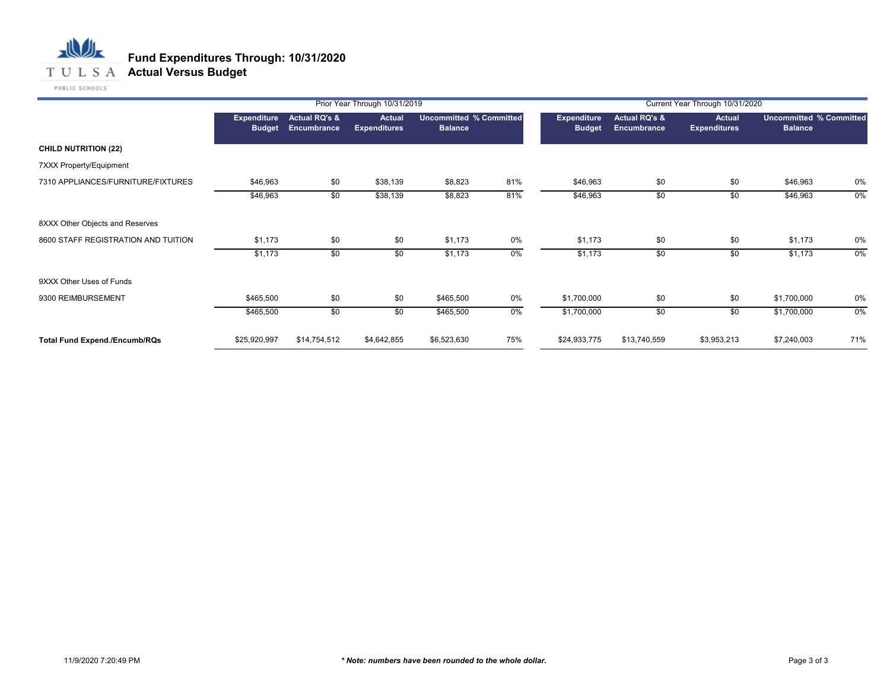# Fund Expenditures Through: 10/31/2020
## Actual Versus Budget

| | Prior Year Through 10/31/2019 | | | | | Current Year Through 10/31/2020 | | | | |
|---|---|---|---|---|---|---|---|---|---|---|
| | Expenditure Budget | Actual RQ's & Encumbrance | Actual Expenditures | Uncommitted Balance | % Committed | Expenditure Budget | Actual RQ's & Encumbrance | Actual Expenditures | Uncommitted Balance | % Committed |
| **CHILD NUTRITION (22)** | | | | | | | | | | |
| 7XXX Property/Equipment | | | | | | | | | | |
| 7310 APPLIANCES/FURNITURE/FIXTURES | $46,963 | $0 | $38,139 | $8,823 | 81% | $46,963 | $0 | $0 | $46,963 | 0% |
| | $46,963 | $0 | $38,139 | $8,823 | 81% | $46,963 | $0 | $0 | $46,963 | 0% |
| 8XXX Other Objects and Reserves | | | | | | | | | | |
| 8600 STAFF REGISTRATION AND TUITION | $1,173 | $0 | $0 | $1,173 | 0% | $1,173 | $0 | $0 | $1,173 | 0% |
| | $1,173 | $0 | $0 | $1,173 | 0% | $1,173 | $0 | $0 | $1,173 | 0% |
| 9XXX Other Uses of Funds | | | | | | | | | | |
| 9300 REIMBURSEMENT | $465,500 | $0 | $0 | $465,500 | 0% | $1,700,000 | $0 | $0 | $1,700,000 | 0% |
| | $465,500 | $0 | $0 | $465,500 | 0% | $1,700,000 | $0 | $0 | $1,700,000 | 0% |
| **Total Fund Expend./Encumb/RQs** | $25,920,997 | $14,754,512 | $4,642,855 | $6,523,630 | 75% | $24,933,775 | $13,740,559 | $3,953,213 | $7,240,003 | 71% |

11/9/2020 7:20:49 PM

***Note: numbers have been rounded to the whole dollar.**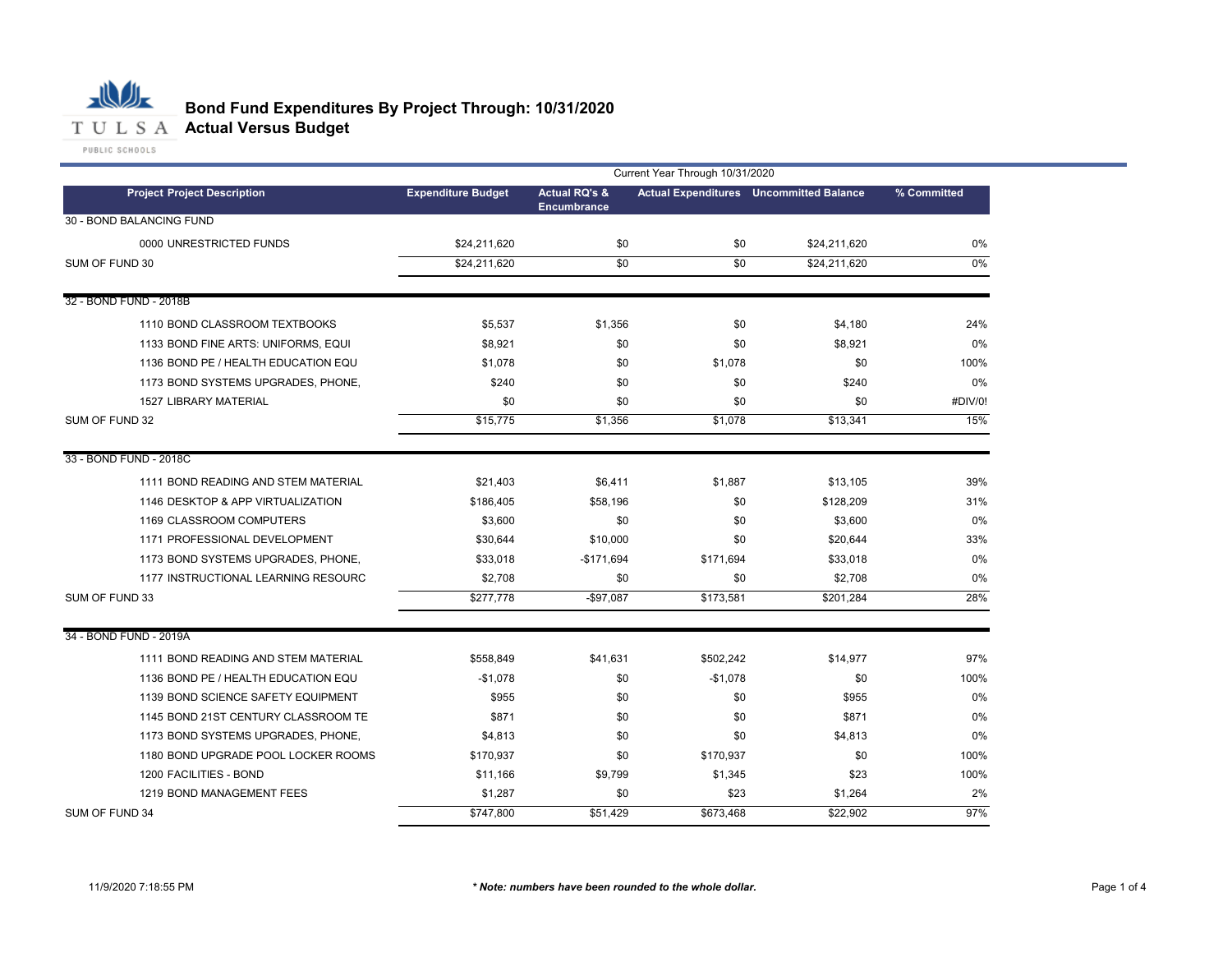# Bond Fund Expenditures By Project Through: 10/31/2020

## Actual Versus Budget

TULSA PUBLIC SCHOOLS

| | Current Year Through 10/31/2020 | | | | |
|---|---|---|---|---|---|
| Project Project Description | Expenditure Budget | Actual RQ's & Encumbrance | Actual Expenditures | Uncommitted Balance | % Committed |
| **30 - BOND BALANCING FUND** | | | | | |
| 0000 UNRESTRICTED FUNDS | $24,211,620 | $0 | $0 | $24,211,620 | 0% |
| SUM OF FUND 30 | $24,211,620 | $0 | $0 | $24,211,620 | 0% |
| **32 - BOND FUND - 2018B** | | | | | |
| 1110 BOND CLASSROOM TEXTBOOKS | $5,537 | $1,356 | $0 | $4,180 | 24% |
| 1133 BOND FINE ARTS: UNIFORMS, EQUI | $8,921 | $0 | $0 | $8,921 | 0% |
| 1136 BOND PE / HEALTH EDUCATION EQU | $1,078 | $0 | $1,078 | $0 | 100% |
| 1173 BOND SYSTEMS UPGRADES, PHONE, | $240 | $0 | $0 | $240 | 0% |
| 1527 LIBRARY MATERIAL | $0 | $0 | $0 | $0 | #DIV/0! |
| SUM OF FUND 32 | $15,775 | $1,356 | $1,078 | $13,341 | 15% |
| **33 - BOND FUND - 2018C** | | | | | |
| 1111 BOND READING AND STEM MATERIAL | $21,403 | $6,411 | $1,887 | $13,105 | 39% |
| 1146 DESKTOP & APP VIRTUALIZATION | $186,405 | $58,196 | $0 | $128,209 | 31% |
| 1169 CLASSROOM COMPUTERS | $3,600 | $0 | $0 | $3,600 | 0% |
| 1171 PROFESSIONAL DEVELOPMENT | $30,644 | $10,000 | $0 | $20,644 | 33% |
| 1173 BOND SYSTEMS UPGRADES, PHONE, | $33,018 | -$171,694 | $171,694 | $33,018 | 0% |
| 1177 INSTRUCTIONAL LEARNING RESOURC | $2,708 | $0 | $0 | $2,708 | 0% |
| SUM OF FUND 33 | $277,778 | -$97,087 | $173,581 | $201,284 | 28% |
| **34 - BOND FUND - 2019A** | | | | | |
| 1111 BOND READING AND STEM MATERIAL | $558,849 | $41,631 | $502,242 | $14,977 | 97% |
| 1136 BOND PE / HEALTH EDUCATION EQU | -$1,078 | $0 | -$1,078 | $0 | 100% |
| 1139 BOND SCIENCE SAFETY EQUIPMENT | $955 | $0 | $0 | $955 | 0% |
| 1145 BOND 21ST CENTURY CLASSROOM TE | $871 | $0 | $0 | $871 | 0% |
| 1173 BOND SYSTEMS UPGRADES, PHONE, | $4,813 | $0 | $0 | $4,813 | 0% |
| 1180 BOND UPGRADE POOL LOCKER ROOMS | $170,937 | $0 | $170,937 | $0 | 100% |
| 1200 FACILITIES - BOND | $11,166 | $9,799 | $1,345 | $23 | 100% |
| 1219 BOND MANAGEMENT FEES | $1,287 | $0 | $23 | $1,264 | 2% |
| SUM OF FUND 34 | $747,800 | $51,429 | $673,468 | $22,902 | 97% |

11/9/2020 7:18:55 PM

*** Note: numbers have been rounded to the whole dollar.**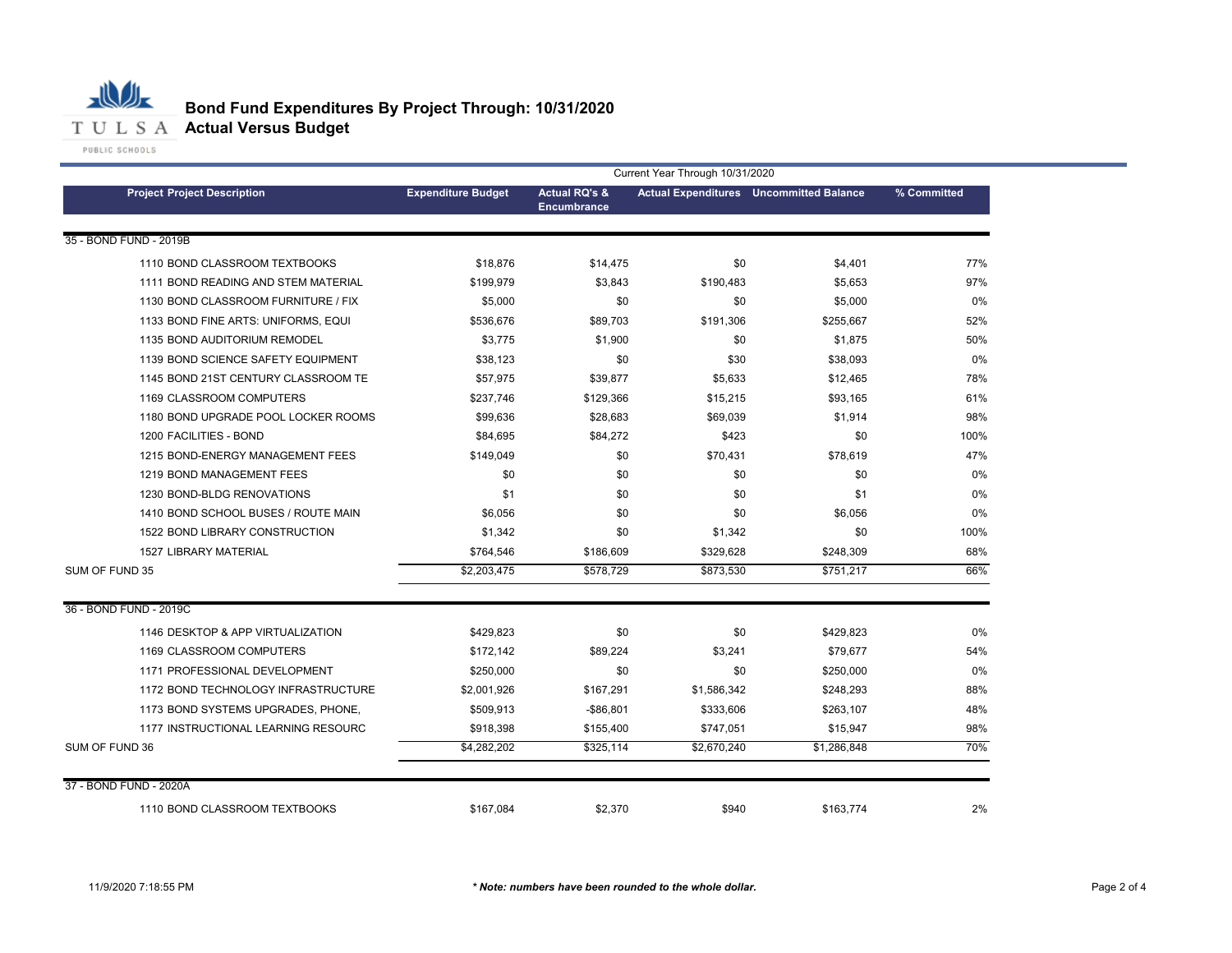# Bond Fund Expenditures By Project Through: 10/31/2020
## Actual Versus Budget

TULSA PUBLIC SCHOOLS

| Project Project Description | Expenditure Budget | Actual RQ's & Encumbrance | Actual Expenditures | Uncommitted Balance | % Committed |
|---|---|---|---|---|---|
| | Current Year Through 10/31/2020 | | | | |
| **35 - BOND FUND - 2019B** | | | | | |
| 1110 BOND CLASSROOM TEXTBOOKS | $18,876 | $14,475 | $0 | $4,401 | 77% |
| 1111 BOND READING AND STEM MATERIAL | $199,979 | $3,843 | $190,483 | $5,653 | 97% |
| 1130 BOND CLASSROOM FURNITURE / FIX | $5,000 | $0 | $0 | $5,000 | 0% |
| 1133 BOND FINE ARTS: UNIFORMS, EQUI | $536,676 | $89,703 | $191,306 | $255,667 | 52% |
| 1135 BOND AUDITORIUM REMODEL | $3,775 | $1,900 | $0 | $1,875 | 50% |
| 1139 BOND SCIENCE SAFETY EQUIPMENT | $38,123 | $0 | $30 | $38,093 | 0% |
| 1145 BOND 21ST CENTURY CLASSROOM TE | $57,975 | $39,877 | $5,633 | $12,465 | 78% |
| 1169 CLASSROOM COMPUTERS | $237,746 | $129,366 | $15,215 | $93,165 | 61% |
| 1180 BOND UPGRADE POOL LOCKER ROOMS | $99,636 | $28,683 | $69,039 | $1,914 | 98% |
| 1200 FACILITIES - BOND | $84,695 | $84,272 | $423 | $0 | 100% |
| 1215 BOND-ENERGY MANAGEMENT FEES | $149,049 | $0 | $70,431 | $78,619 | 47% |
| 1219 BOND MANAGEMENT FEES | $0 | $0 | $0 | $0 | 0% |
| 1230 BOND-BLDG RENOVATIONS | $1 | $0 | $0 | $1 | 0% |
| 1410 BOND SCHOOL BUSES / ROUTE MAIN | $6,056 | $0 | $0 | $6,056 | 0% |
| 1522 BOND LIBRARY CONSTRUCTION | $1,342 | $0 | $1,342 | $0 | 100% |
| 1527 LIBRARY MATERIAL | $764,546 | $186,609 | $329,628 | $248,309 | 68% |
| SUM OF FUND 35 | $2,203,475 | $578,729 | $873,530 | $751,217 | 66% |
| **36 - BOND FUND - 2019C** | | | | | |
| 1146 DESKTOP & APP VIRTUALIZATION | $429,823 | $0 | $0 | $429,823 | 0% |
| 1169 CLASSROOM COMPUTERS | $172,142 | $89,224 | $3,241 | $79,677 | 54% |
| 1171 PROFESSIONAL DEVELOPMENT | $250,000 | $0 | $0 | $250,000 | 0% |
| 1172 BOND TECHNOLOGY INFRASTRUCTURE | $2,001,926 | $167,291 | $1,586,342 | $248,293 | 88% |
| 1173 BOND SYSTEMS UPGRADES, PHONE, | $509,913 | -$86,801 | $333,606 | $263,107 | 48% |
| 1177 INSTRUCTIONAL LEARNING RESOURC | $918,398 | $155,400 | $747,051 | $15,947 | 98% |
| SUM OF FUND 36 | $4,282,202 | $325,114 | $2,670,240 | $1,286,848 | 70% |
| **37 - BOND FUND - 2020A** | | | | | |
| 1110 BOND CLASSROOM TEXTBOOKS | $167,084 | $2,370 | $940 | $163,774 | 2% |

11/9/2020 7:18:55 PM

*\* Note: numbers have been rounded to the whole dollar.*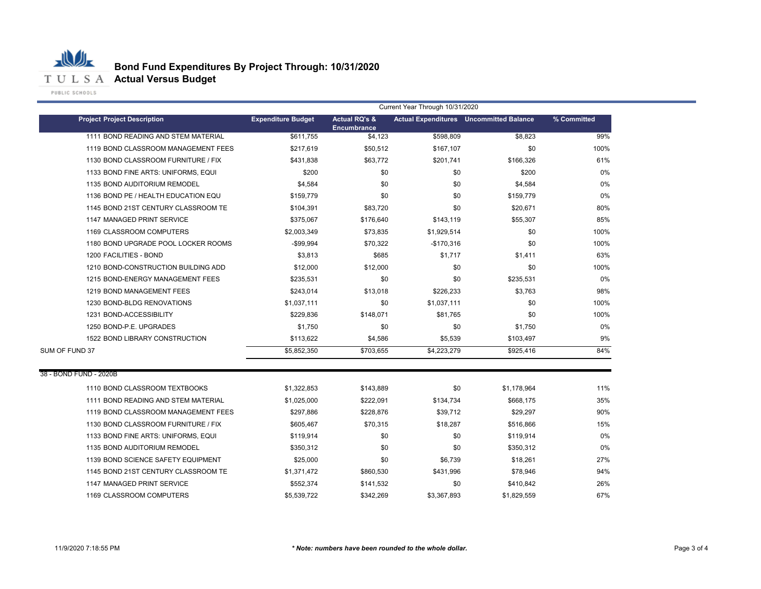# Bond Fund Expenditures By Project Through: 10/31/2020

## Actual Versus Budget

| | | Current Year Through 10/31/2020 | | | |
|---|---|---|---|---|---|
| **Project Project Description** | **Expenditure Budget** | **Actual RQ's & Encumbrance** | **Actual Expenditures** | **Uncommitted Balance** | **% Committed** |
| 1111 BOND READING AND STEM MATERIAL | $611,755 | $4,123 | $598,809 | $8,823 | 99% |
| 1119 BOND CLASSROOM MANAGEMENT FEES | $217,619 | $50,512 | $167,107 | $0 | 100% |
| 1130 BOND CLASSROOM FURNITURE / FIX | $431,838 | $63,772 | $201,741 | $166,326 | 61% |
| 1133 BOND FINE ARTS: UNIFORMS, EQUI | $200 | $0 | $0 | $200 | 0% |
| 1135 BOND AUDITORIUM REMODEL | $4,584 | $0 | $0 | $4,584 | 0% |
| 1136 BOND PE / HEALTH EDUCATION EQU | $159,779 | $0 | $0 | $159,779 | 0% |
| 1145 BOND 21ST CENTURY CLASSROOM TE | $104,391 | $83,720 | $0 | $20,671 | 80% |
| 1147 MANAGED PRINT SERVICE | $375,067 | $176,640 | $143,119 | $55,307 | 85% |
| 1169 CLASSROOM COMPUTERS | $2,003,349 | $73,835 | $1,929,514 | $0 | 100% |
| 1180 BOND UPGRADE POOL LOCKER ROOMS | -$99,994 | $70,322 | -$170,316 | $0 | 100% |
| 1200 FACILITIES - BOND | $3,813 | $685 | $1,717 | $1,411 | 63% |
| 1210 BOND-CONSTRUCTION BUILDING ADD | $12,000 | $12,000 | $0 | $0 | 100% |
| 1215 BOND-ENERGY MANAGEMENT FEES | $235,531 | $0 | $0 | $235,531 | 0% |
| 1219 BOND MANAGEMENT FEES | $243,014 | $13,018 | $226,233 | $3,763 | 98% |
| 1230 BOND-BLDG RENOVATIONS | $1,037,111 | $0 | $1,037,111 | $0 | 100% |
| 1231 BOND-ACCESSIBILITY | $229,836 | $148,071 | $81,765 | $0 | 100% |
| 1250 BOND-P.E. UPGRADES | $1,750 | $0 | $0 | $1,750 | 0% |
| 1522 BOND LIBRARY CONSTRUCTION | $113,622 | $4,586 | $5,539 | $103,497 | 9% |
| SUM OF FUND 37 | $5,852,350 | $703,655 | $4,223,279 | $925,416 | 84% |
| 38 - BOND FUND - 2020B | | | | | |
| 1110 BOND CLASSROOM TEXTBOOKS | $1,322,853 | $143,889 | $0 | $1,178,964 | 11% |
| 1111 BOND READING AND STEM MATERIAL | $1,025,000 | $222,091 | $134,734 | $668,175 | 35% |
| 1119 BOND CLASSROOM MANAGEMENT FEES | $297,886 | $228,876 | $39,712 | $29,297 | 90% |
| 1130 BOND CLASSROOM FURNITURE / FIX | $605,467 | $70,315 | $18,287 | $516,866 | 15% |
| 1133 BOND FINE ARTS: UNIFORMS, EQUI | $119,914 | $0 | $0 | $119,914 | 0% |
| 1135 BOND AUDITORIUM REMODEL | $350,312 | $0 | $0 | $350,312 | 0% |
| 1139 BOND SCIENCE SAFETY EQUIPMENT | $25,000 | $0 | $6,739 | $18,261 | 27% |
| 1145 BOND 21ST CENTURY CLASSROOM TE | $1,371,472 | $860,530 | $431,996 | $78,946 | 94% |
| 1147 MANAGED PRINT SERVICE | $552,374 | $141,532 | $0 | $410,842 | 26% |
| 1169 CLASSROOM COMPUTERS | $5,539,722 | $342,269 | $3,367,893 | $1,829,559 | 67% |

11/9/2020 7:18:55 PM

*** Note: numbers have been rounded to the whole dollar.***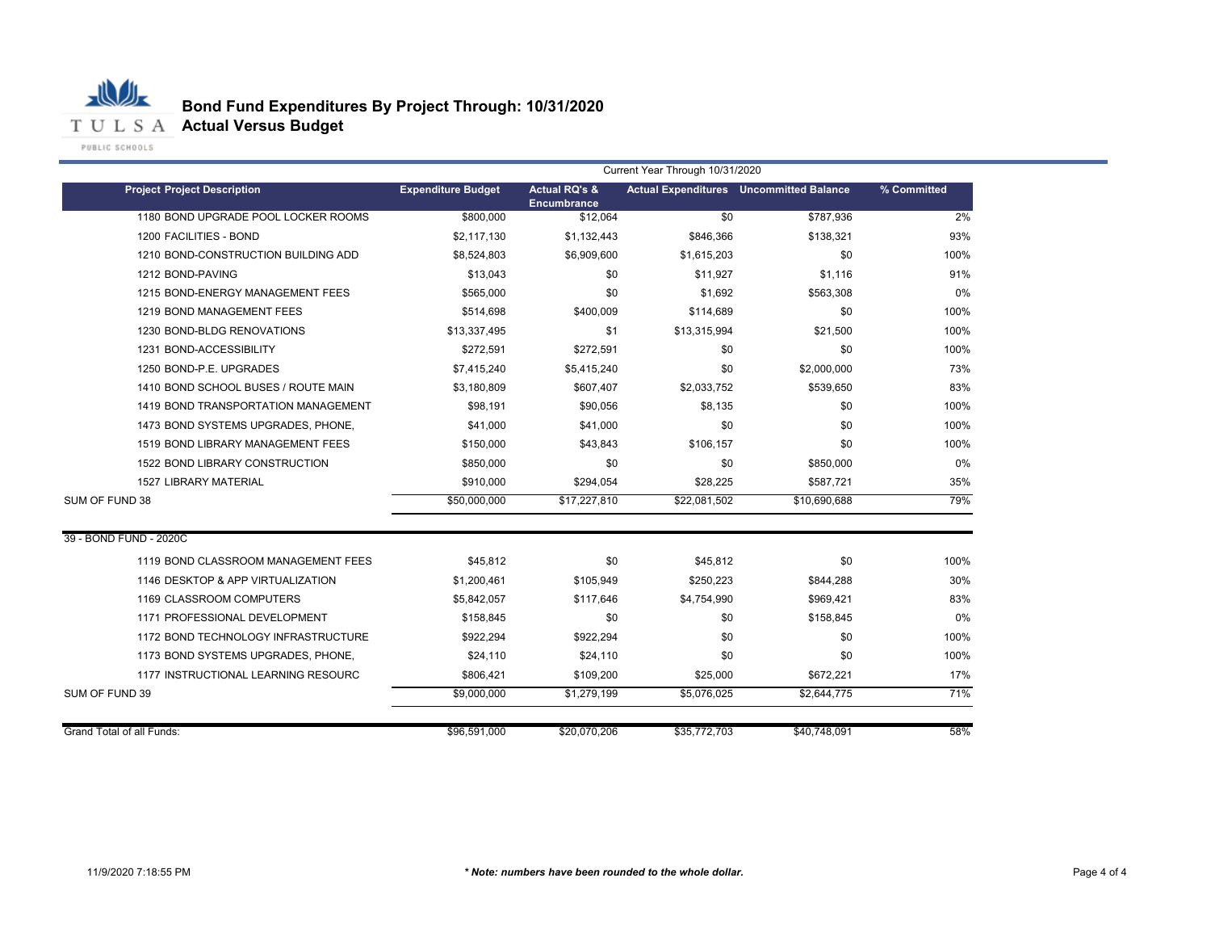# Bond Fund Expenditures By Project Through: 10/31/2020

## Actual Versus Budget

| Project Project Description | Expenditure Budget | Actual RQ's & Encumbrance | Actual Expenditures | Uncommitted Balance | % Committed |
|---|---|---|---|---|---|
| | Current Year Through 10/31/2020 | | | | |
| 1180 BOND UPGRADE POOL LOCKER ROOMS | $800,000 | $12,064 | $0 | $787,936 | 2% |
| 1200 FACILITIES - BOND | $2,117,130 | $1,132,443 | $846,366 | $138,321 | 93% |
| 1210 BOND-CONSTRUCTION BUILDING ADD | $8,524,803 | $6,909,600 | $1,615,203 | $0 | 100% |
| 1212 BOND-PAVING | $13,043 | $0 | $11,927 | $1,116 | 91% |
| 1215 BOND-ENERGY MANAGEMENT FEES | $565,000 | $0 | $1,692 | $563,308 | 0% |
| 1219 BOND MANAGEMENT FEES | $514,698 | $400,009 | $114,689 | $0 | 100% |
| 1230 BOND-BLDG RENOVATIONS | $13,337,495 | $1 | $13,315,994 | $21,500 | 100% |
| 1231 BOND-ACCESSIBILITY | $272,591 | $272,591 | $0 | $0 | 100% |
| 1250 BOND-P.E. UPGRADES | $7,415,240 | $5,415,240 | $0 | $2,000,000 | 73% |
| 1410 BOND SCHOOL BUSES / ROUTE MAIN | $3,180,809 | $607,407 | $2,033,752 | $539,650 | 83% |
| 1419 BOND TRANSPORTATION MANAGEMENT | $98,191 | $90,056 | $8,135 | $0 | 100% |
| 1473 BOND SYSTEMS UPGRADES, PHONE, | $41,000 | $41,000 | $0 | $0 | 100% |
| 1519 BOND LIBRARY MANAGEMENT FEES | $150,000 | $43,843 | $106,157 | $0 | 100% |
| 1522 BOND LIBRARY CONSTRUCTION | $850,000 | $0 | $0 | $850,000 | 0% |
| 1527 LIBRARY MATERIAL | $910,000 | $294,054 | $28,225 | $587,721 | 35% |
| SUM OF FUND 38 | $50,000,000 | $17,227,810 | $22,081,502 | $10,690,688 | 79% |
| 39 - BOND FUND - 2020C | | | | | |
| 1119 BOND CLASSROOM MANAGEMENT FEES | $45,812 | $0 | $45,812 | $0 | 100% |
| 1146 DESKTOP & APP VIRTUALIZATION | $1,200,461 | $105,949 | $250,223 | $844,288 | 30% |
| 1169 CLASSROOM COMPUTERS | $5,842,057 | $117,646 | $4,754,990 | $969,421 | 83% |
| 1171 PROFESSIONAL DEVELOPMENT | $158,845 | $0 | $0 | $158,845 | 0% |
| 1172 BOND TECHNOLOGY INFRASTRUCTURE | $922,294 | $922,294 | $0 | $0 | 100% |
| 1173 BOND SYSTEMS UPGRADES, PHONE, | $24,110 | $24,110 | $0 | $0 | 100% |
| 1177 INSTRUCTIONAL LEARNING RESOURC | $806,421 | $109,200 | $25,000 | $672,221 | 17% |
| SUM OF FUND 39 | $9,000,000 | $1,279,199 | $5,076,025 | $2,644,775 | 71% |
| Grand Total of all Funds: | $96,591,000 | $20,070,206 | $35,772,703 | $40,748,091 | 58% |

11/9/2020 7:18:55 PM

*\* Note: numbers have been rounded to the whole dollar.*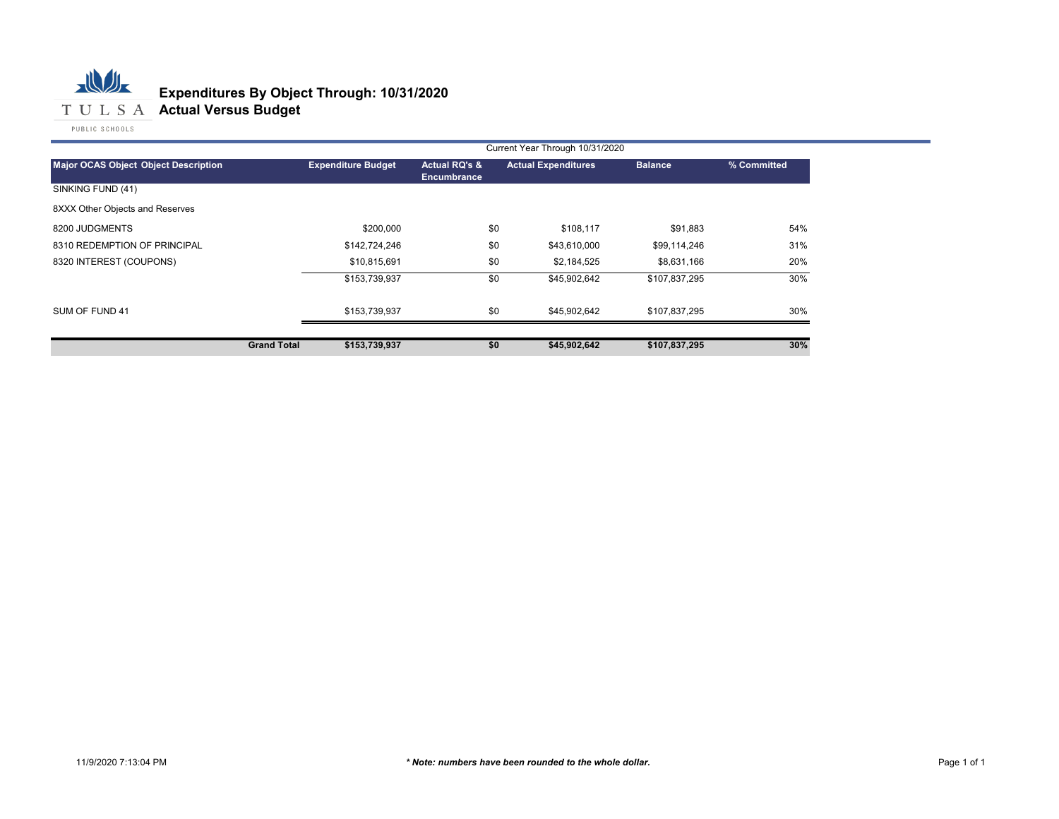TULSA PUBLIC SCHOOLS

# Expenditures By Object Through: 10/31/2020
## Actual Versus Budget

| | Current Year Through 10/31/2020 | | | | |
|---|---|---|---|---|---|
| **Major OCAS Object Object Description** | **Expenditure Budget** | **Actual RQ's & Encumbrance** | **Actual Expenditures** | **Balance** | **% Committed** |
| SINKING FUND (41) | | | | | |
| 8XXX Other Objects and Reserves | | | | | |
| 8200 JUDGMENTS | $200,000 | $0 | $108,117 | $91,883 | 54% |
| 8310 REDEMPTION OF PRINCIPAL | $142,724,246 | $0 | $43,610,000 | $99,114,246 | 31% |
| 8320 INTEREST (COUPONS) | $10,815,691 | $0 | $2,184,525 | $8,631,166 | 20% |
| | $153,739,937 | $0 | $45,902,642 | $107,837,295 | 30% |
| SUM OF FUND 41 | $153,739,937 | $0 | $45,902,642 | $107,837,295 | 30% |
| **Grand Total** | **$153,739,937** | **$0** | **$45,902,642** | **$107,837,295** | **30%** |

11/9/2020 7:13:04 PM

***\* Note: numbers have been rounded to the whole dollar.***